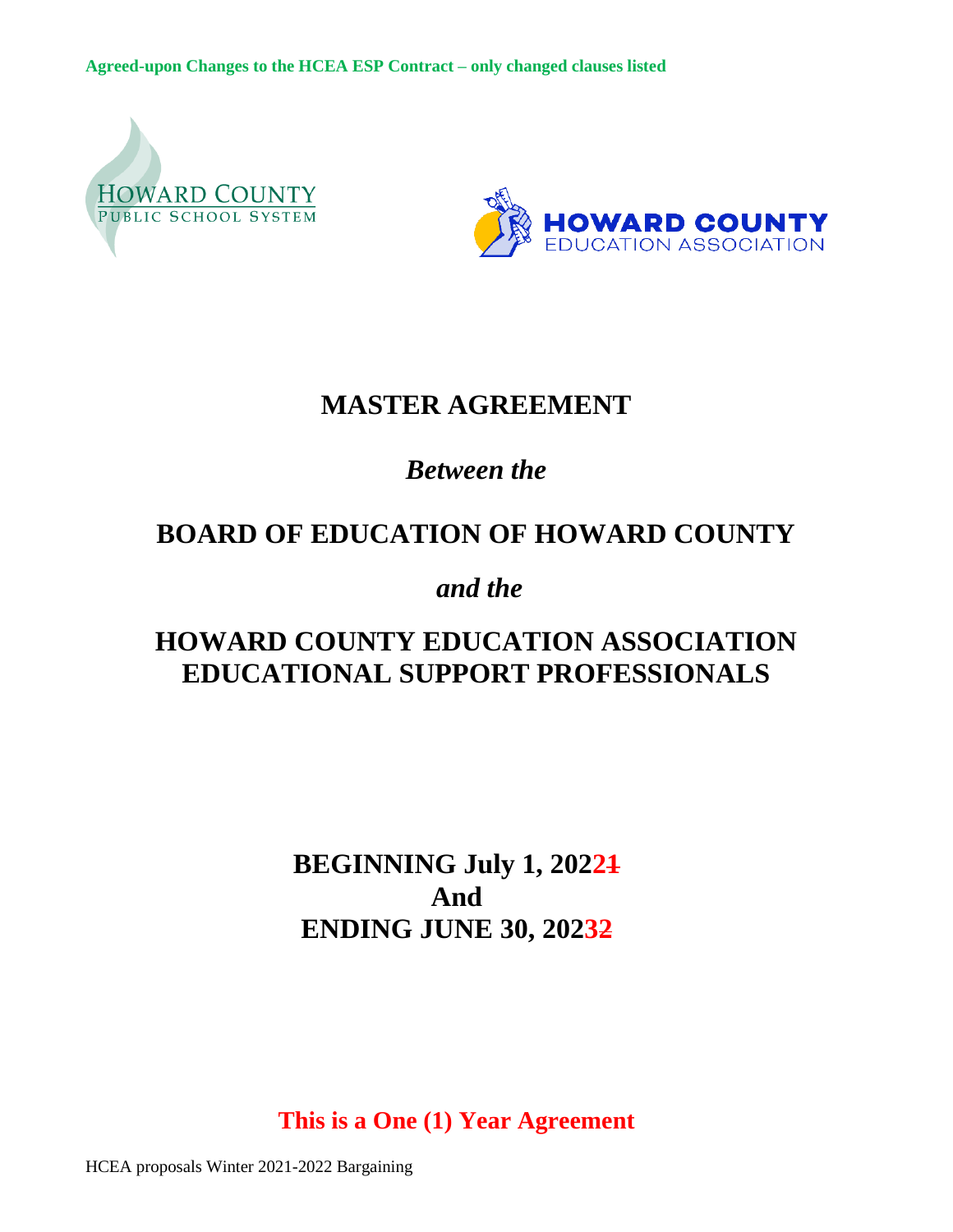**Agreed-upon Changes to the HCEA ESP Contract – only changed clauses listed**

# MASTER AGREEMENT

## *Between the*

## BOARD OF EDUCATION OF HOWARD COUNTY

## *and the*

## HOWARD COUNTY EDUCATION ASSOCIATION EDUCATIONAL SUPPORT PROFESSIONALS

**BEGINNING July 1, 2022~~1~~**
**And**
**ENDING JUNE 30, 2023~~2~~**

**This is a One (1) Year Agreement**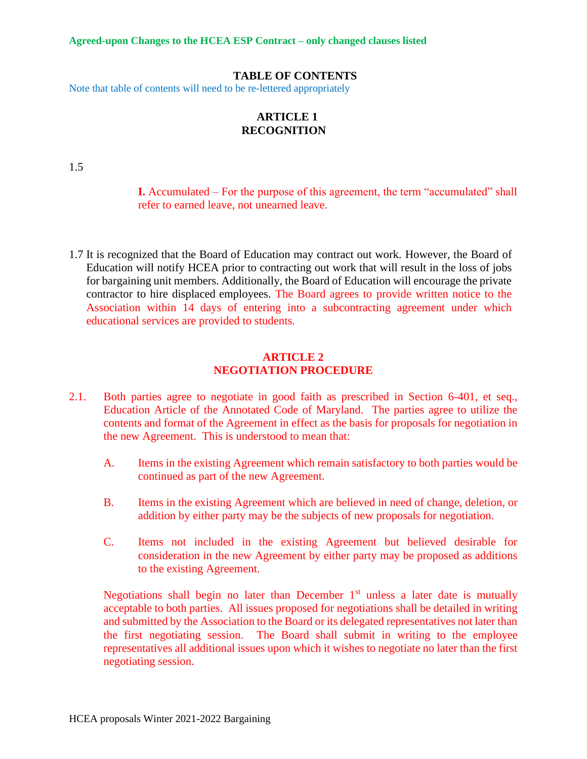**Agreed-upon Changes to the HCEA ESP Contract – only changed clauses listed**

## TABLE OF CONTENTS

Note that table of contents will need to be re-lettered appropriately

## ARTICLE 1
## RECOGNITION

1.5

> **I.** Accumulated – For the purpose of this agreement, the term "accumulated" shall refer to earned leave, not unearned leave.

1.7 It is recognized that the Board of Education may contract out work. However, the Board of Education will notify HCEA prior to contracting out work that will result in the loss of jobs for bargaining unit members. Additionally, the Board of Education will encourage the private contractor to hire displaced employees. The Board agrees to provide written notice to the Association within 14 days of entering into a subcontracting agreement under which educational services are provided to students.

## ARTICLE 2
## NEGOTIATION PROCEDURE

2.1. Both parties agree to negotiate in good faith as prescribed in Section 6-401, et seq., Education Article of the Annotated Code of Maryland. The parties agree to utilize the contents and format of the Agreement in effect as the basis for proposals for negotiation in the new Agreement. This is understood to mean that:

A. Items in the existing Agreement which remain satisfactory to both parties would be continued as part of the new Agreement.

B. Items in the existing Agreement which are believed in need of change, deletion, or addition by either party may be the subjects of new proposals for negotiation.

C. Items not included in the existing Agreement but believed desirable for consideration in the new Agreement by either party may be proposed as additions to the existing Agreement.

Negotiations shall begin no later than December 1st unless a later date is mutually acceptable to both parties. All issues proposed for negotiations shall be detailed in writing and submitted by the Association to the Board or its delegated representatives not later than the first negotiating session. The Board shall submit in writing to the employee representatives all additional issues upon which it wishes to negotiate no later than the first negotiating session.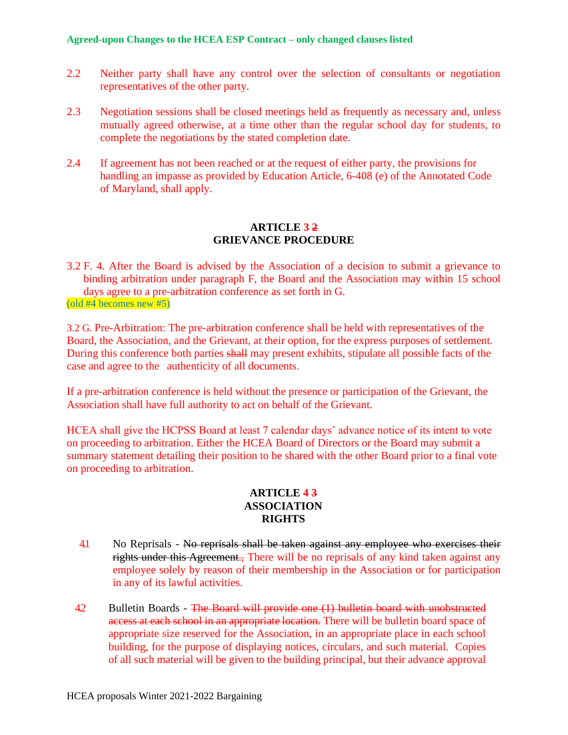Agreed-upon Changes to the HCEA ESP Contract – only changed clauses listed

2.2 Neither party shall have any control over the selection of consultants or negotiation representatives of the other party.

2.3 Negotiation sessions shall be closed meetings held as frequently as necessary and, unless mutually agreed otherwise, at a time other than the regular school day for students, to complete the negotiations by the stated completion date.

2.4 If agreement has not been reached or at the request of either party, the provisions for handling an impasse as provided by Education Article, 6-408 (e) of the Annotated Code of Maryland, shall apply.

## ARTICLE 3 ~~2~~
## GRIEVANCE PROCEDURE

3.2 F. 4. After the Board is advised by the Association of a decision to submit a grievance to binding arbitration under paragraph F, the Board and the Association may within 15 school days agree to a pre-arbitration conference as set forth in G.

(old #4 becomes new #5)

3.2 G. Pre-Arbitration: The pre-arbitration conference shall be held with representatives of the Board, the Association, and the Grievant, at their option, for the express purposes of settlement. During this conference both parties ~~shall~~ may present exhibits, stipulate all possible facts of the case and agree to the authenticity of all documents.

If a pre-arbitration conference is held without the presence or participation of the Grievant, the Association shall have full authority to act on behalf of the Grievant.

HCEA shall give the HCPSS Board at least 7 calendar days' advance notice of its intent to vote on proceeding to arbitration. Either the HCEA Board of Directors or the Board may submit a summary statement detailing their position to be shared with the other Board prior to a final vote on proceeding to arbitration.

## ARTICLE 4 ~~3~~
## ASSOCIATION RIGHTS

4.1 No Reprisals - ~~No reprisals shall be taken against any employee who exercises their rights under this Agreement.~~, There will be no reprisals of any kind taken against any employee solely by reason of their membership in the Association or for participation in any of its lawful activities.

4.2 Bulletin Boards - ~~The Board will provide one (1) bulletin board with unobstructed access at each school in an appropriate location.~~ There will be bulletin board space of appropriate size reserved for the Association, in an appropriate place in each school building, for the purpose of displaying notices, circulars, and such material. Copies of all such material will be given to the building principal, but their advance approval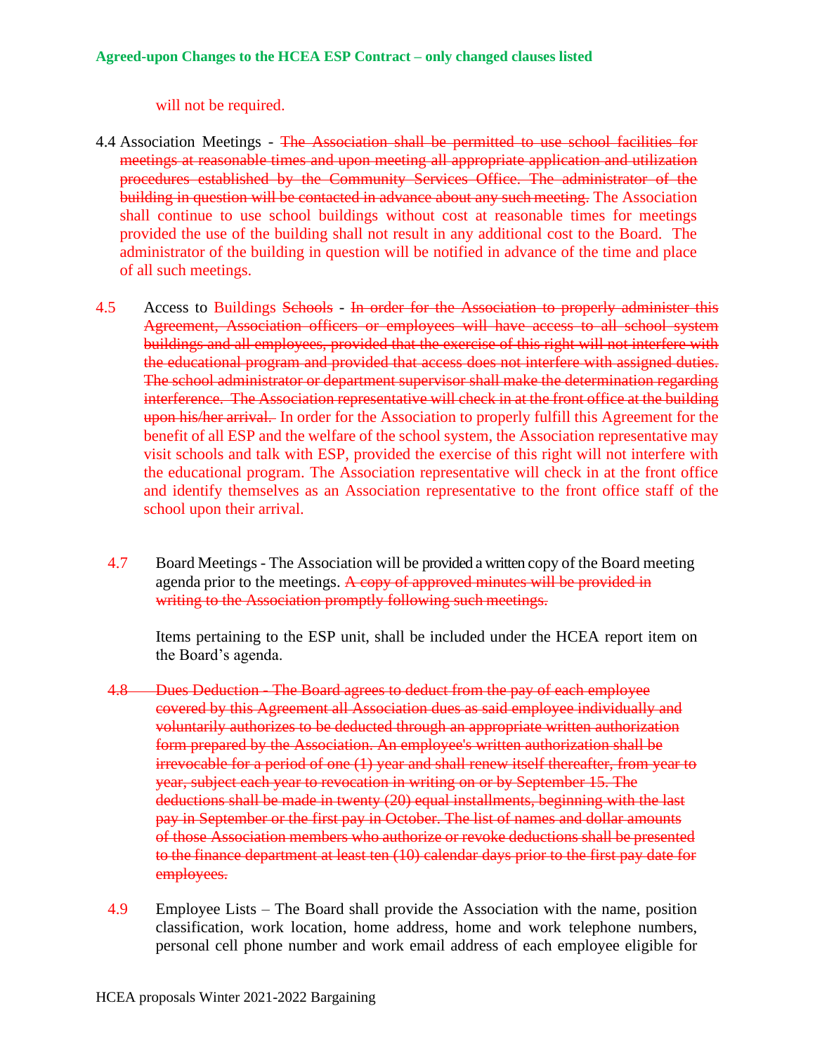will not be required.

4.4 Association Meetings - ~~The Association shall be permitted to use school facilities for meetings at reasonable times and upon meeting all appropriate application and utilization procedures established by the Community Services Office. The administrator of the building in question will be contacted in advance about any such meeting.~~ The Association shall continue to use school buildings without cost at reasonable times for meetings provided the use of the building shall not result in any additional cost to the Board. The administrator of the building in question will be notified in advance of the time and place of all such meetings.

4.5 Access to Buildings ~~Schools~~ - ~~In order for the Association to properly administer this Agreement, Association officers or employees will have access to all school system buildings and all employees, provided that the exercise of this right will not interfere with the educational program and provided that access does not interfere with assigned duties. The school administrator or department supervisor shall make the determination regarding interference. The Association representative will check in at the front office at the building upon his/her arrival.~~ In order for the Association to properly fulfill this Agreement for the benefit of all ESP and the welfare of the school system, the Association representative may visit schools and talk with ESP, provided the exercise of this right will not interfere with the educational program. The Association representative will check in at the front office and identify themselves as an Association representative to the front office staff of the school upon their arrival.

4.7 Board Meetings - The Association will be provided a written copy of the Board meeting agenda prior to the meetings. ~~A copy of approved minutes will be provided in writing to the Association promptly following such meetings.~~

Items pertaining to the ESP unit, shall be included under the HCEA report item on the Board's agenda.

~~4.8 Dues Deduction - The Board agrees to deduct from the pay of each employee covered by this Agreement all Association dues as said employee individually and voluntarily authorizes to be deducted through an appropriate written authorization form prepared by the Association. An employee's written authorization shall be irrevocable for a period of one (1) year and shall renew itself thereafter, from year to year, subject each year to revocation in writing on or by September 15. The deductions shall be made in twenty (20) equal installments, beginning with the last pay in September or the first pay in October. The list of names and dollar amounts of those Association members who authorize or revoke deductions shall be presented to the finance department at least ten (10) calendar days prior to the first pay date for employees.~~

4.9 Employee Lists – The Board shall provide the Association with the name, position classification, work location, home address, home and work telephone numbers, personal cell phone number and work email address of each employee eligible for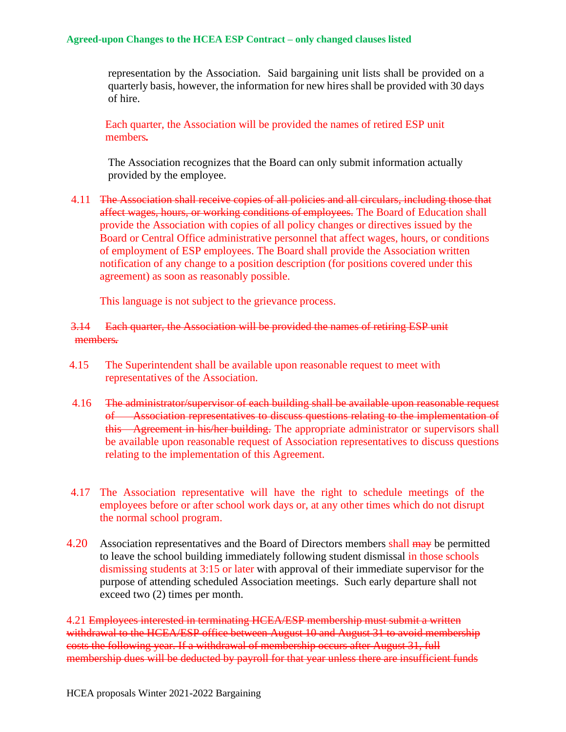representation by the Association. Said bargaining unit lists shall be provided on a quarterly basis, however, the information for new hires shall be provided with 30 days of hire.

Each quarter, the Association will be provided the names of retired ESP unit members**.**

The Association recognizes that the Board can only submit information actually provided by the employee.

4.11 ~~The Association shall receive copies of all policies and all circulars, including those that affect wages, hours, or working conditions of employees.~~ The Board of Education shall provide the Association with copies of all policy changes or directives issued by the Board or Central Office administrative personnel that affect wages, hours, or conditions of employment of ESP employees. The Board shall provide the Association written notification of any change to a position description (for positions covered under this agreement) as soon as reasonably possible.

This language is not subject to the grievance process.

~~3.14 Each quarter, the Association will be provided the names of retiring ESP unit members.~~

4.15 The Superintendent shall be available upon reasonable request to meet with representatives of the Association.

4.16 ~~The administrator/supervisor of each building shall be available upon reasonable request of Association representatives to discuss questions relating to the implementation of this Agreement in his/her building.~~ The appropriate administrator or supervisors shall be available upon reasonable request of Association representatives to discuss questions relating to the implementation of this Agreement.

4.17 The Association representative will have the right to schedule meetings of the employees before or after school work days or, at any other times which do not disrupt the normal school program.

4.20 Association representatives and the Board of Directors members shall ~~may~~ be permitted to leave the school building immediately following student dismissal in those schools dismissing students at 3:15 or later with approval of their immediate supervisor for the purpose of attending scheduled Association meetings. Such early departure shall not exceed two (2) times per month.

4.21 ~~Employees interested in terminating HCEA/ESP membership must submit a written withdrawal to the HCEA/ESP office between August 10 and August 31 to avoid membership costs the following year. If a withdrawal of membership occurs after August 31, full membership dues will be deducted by payroll for that year unless there are insufficient funds~~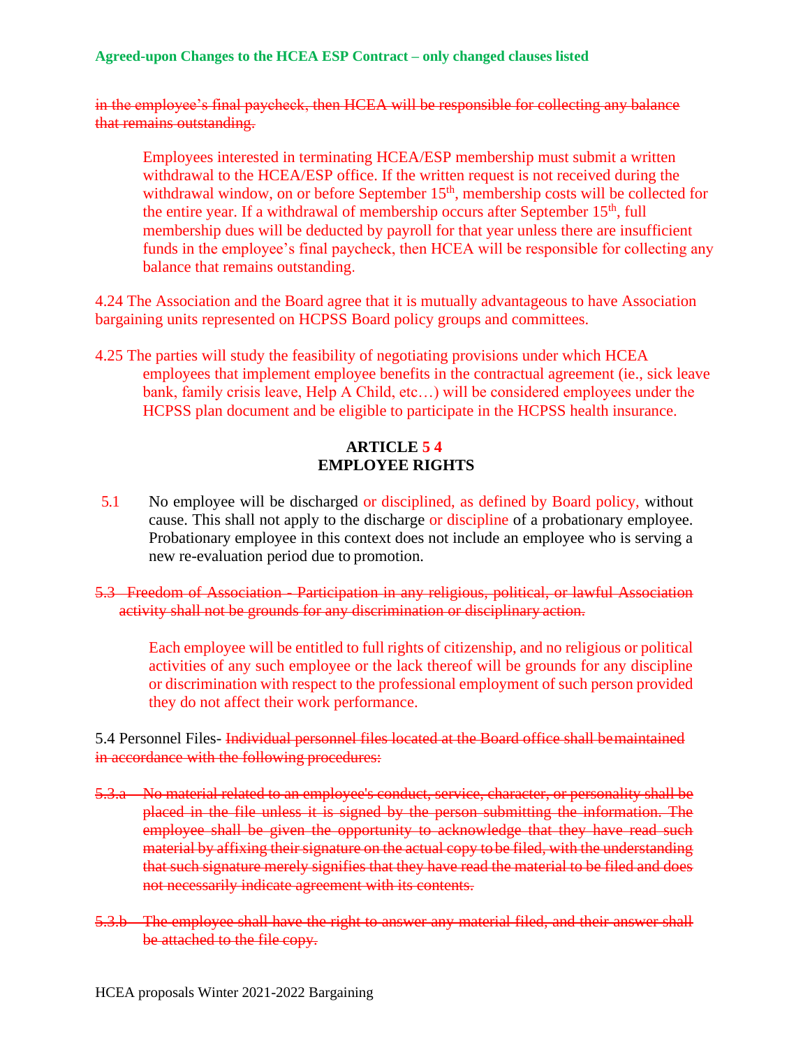~~in the employee's final paycheck, then HCEA will be responsible for collecting any balance that remains outstanding.~~

Employees interested in terminating HCEA/ESP membership must submit a written withdrawal to the HCEA/ESP office. If the written request is not received during the withdrawal window, on or before September 15th, membership costs will be collected for the entire year. If a withdrawal of membership occurs after September 15th, full membership dues will be deducted by payroll for that year unless there are insufficient funds in the employee's final paycheck, then HCEA will be responsible for collecting any balance that remains outstanding.

4.24 The Association and the Board agree that it is mutually advantageous to have Association bargaining units represented on HCPSS Board policy groups and committees.

4.25 The parties will study the feasibility of negotiating provisions under which HCEA employees that implement employee benefits in the contractual agreement (ie., sick leave bank, family crisis leave, Help A Child, etc…) will be considered employees under the HCPSS plan document and be eligible to participate in the HCPSS health insurance.

## ARTICLE 5 4
## EMPLOYEE RIGHTS

5.1 No employee will be discharged or disciplined, as defined by Board policy, without cause. This shall not apply to the discharge or discipline of a probationary employee. Probationary employee in this context does not include an employee who is serving a new re-evaluation period due to promotion.

~~5.3 Freedom of Association - Participation in any religious, political, or lawful Association activity shall not be grounds for any discrimination or disciplinary action.~~

Each employee will be entitled to full rights of citizenship, and no religious or political activities of any such employee or the lack thereof will be grounds for any discipline or discrimination with respect to the professional employment of such person provided they do not affect their work performance.

5.4 Personnel Files- ~~Individual personnel files located at the Board office shall be maintained in accordance with the following procedures:~~

~~5.3.a No material related to an employee's conduct, service, character, or personality shall be placed in the file unless it is signed by the person submitting the information. The employee shall be given the opportunity to acknowledge that they have read such material by affixing their signature on the actual copy to be filed, with the understanding that such signature merely signifies that they have read the material to be filed and does not necessarily indicate agreement with its contents.~~

~~5.3.b The employee shall have the right to answer any material filed, and their answer shall be attached to the file copy.~~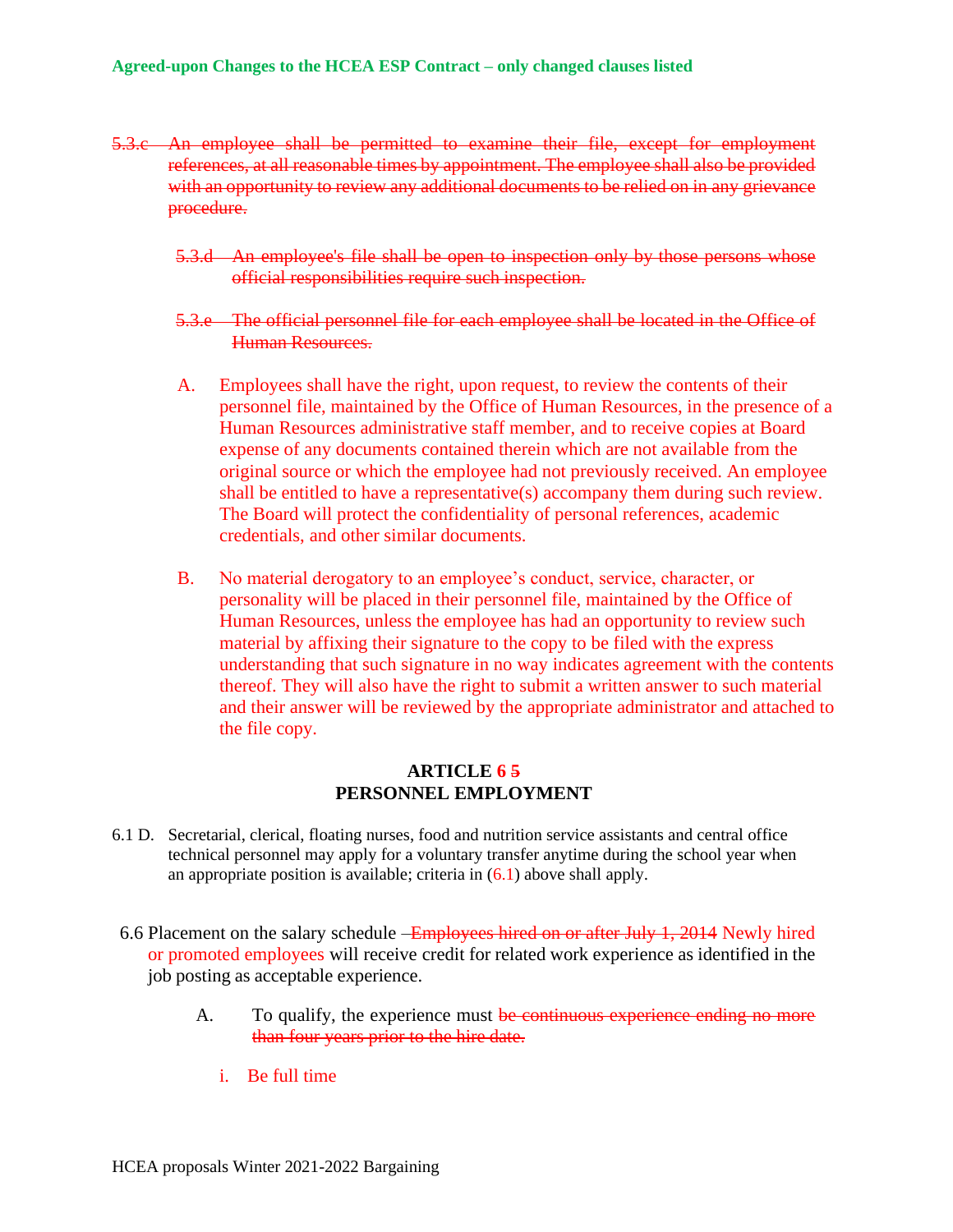**Agreed-upon Changes to the HCEA ESP Contract – only changed clauses listed**

~~5.3.c An employee shall be permitted to examine their file, except for employment references, at all reasonable times by appointment. The employee shall also be provided with an opportunity to review any additional documents to be relied on in any grievance procedure.~~

~~5.3.d An employee's file shall be open to inspection only by those persons whose official responsibilities require such inspection.~~

~~5.3.e The official personnel file for each employee shall be located in the Office of Human Resources.~~

A. Employees shall have the right, upon request, to review the contents of their personnel file, maintained by the Office of Human Resources, in the presence of a Human Resources administrative staff member, and to receive copies at Board expense of any documents contained therein which are not available from the original source or which the employee had not previously received. An employee shall be entitled to have a representative(s) accompany them during such review. The Board will protect the confidentiality of personal references, academic credentials, and other similar documents.

B. No material derogatory to an employee's conduct, service, character, or personality will be placed in their personnel file, maintained by the Office of Human Resources, unless the employee has had an opportunity to review such material by affixing their signature to the copy to be filed with the express understanding that such signature in no way indicates agreement with the contents thereof. They will also have the right to submit a written answer to such material and their answer will be reviewed by the appropriate administrator and attached to the file copy.

## ARTICLE 6 ~~5~~
## PERSONNEL EMPLOYMENT

6.1 D. Secretarial, clerical, floating nurses, food and nutrition service assistants and central office technical personnel may apply for a voluntary transfer anytime during the school year when an appropriate position is available; criteria in (6.1) above shall apply.

6.6 Placement on the salary schedule ~~Employees hired on or after July 1, 2014~~ Newly hired or promoted employees will receive credit for related work experience as identified in the job posting as acceptable experience.

A. To qualify, the experience must ~~be continuous experience ending no more than four years prior to the hire date.~~

i. Be full time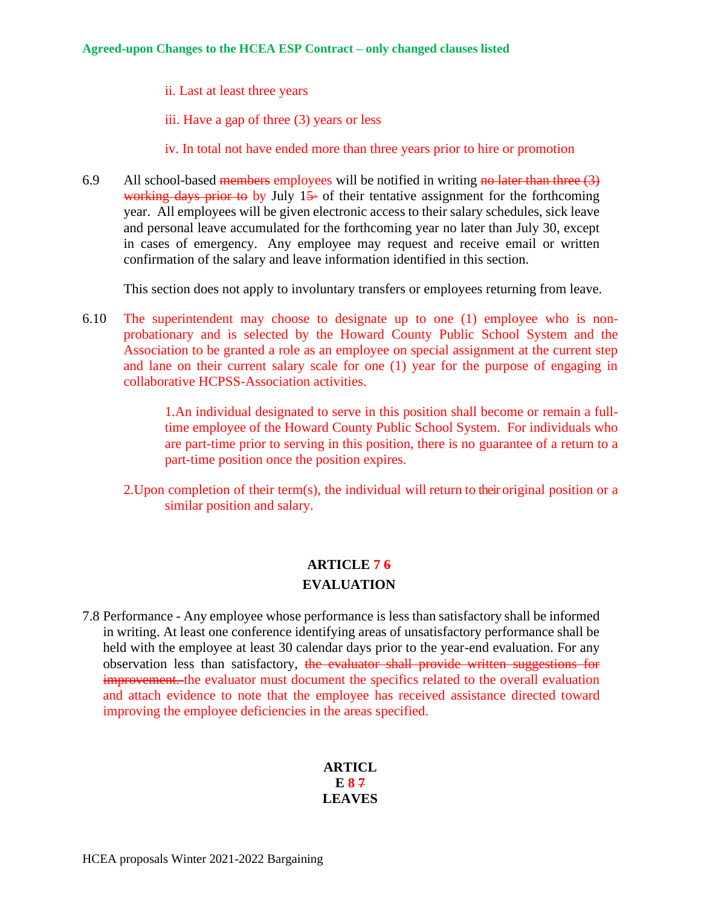ii. Last at least three years

iii. Have a gap of three (3) years or less

iv. In total not have ended more than three years prior to hire or promotion

6.9 All school-based ~~members~~ employees will be notified in writing ~~no later than three (3) working days prior to~~ by July 1~~5~~ of their tentative assignment for the forthcoming year. All employees will be given electronic access to their salary schedules, sick leave and personal leave accumulated for the forthcoming year no later than July 30, except in cases of emergency. Any employee may request and receive email or written confirmation of the salary and leave information identified in this section.

This section does not apply to involuntary transfers or employees returning from leave.

6.10 The superintendent may choose to designate up to one (1) employee who is non-probationary and is selected by the Howard County Public School System and the Association to be granted a role as an employee on special assignment at the current step and lane on their current salary scale for one (1) year for the purpose of engaging in collaborative HCPSS-Association activities.

1. An individual designated to serve in this position shall become or remain a full-time employee of the Howard County Public School System. For individuals who are part-time prior to serving in this position, there is no guarantee of a return to a part-time position once the position expires.

2. Upon completion of their term(s), the individual will return to their original position or a similar position and salary.

## ARTICLE 7 ~~6~~
## EVALUATION

7.8 Performance - Any employee whose performance is less than satisfactory shall be informed in writing. At least one conference identifying areas of unsatisfactory performance shall be held with the employee at least 30 calendar days prior to the year-end evaluation. For any observation less than satisfactory, ~~the evaluator shall provide written suggestions for improvement.~~ the evaluator must document the specifics related to the overall evaluation and attach evidence to note that the employee has received assistance directed toward improving the employee deficiencies in the areas specified.

## ARTICLE 8 ~~7~~
## LEAVES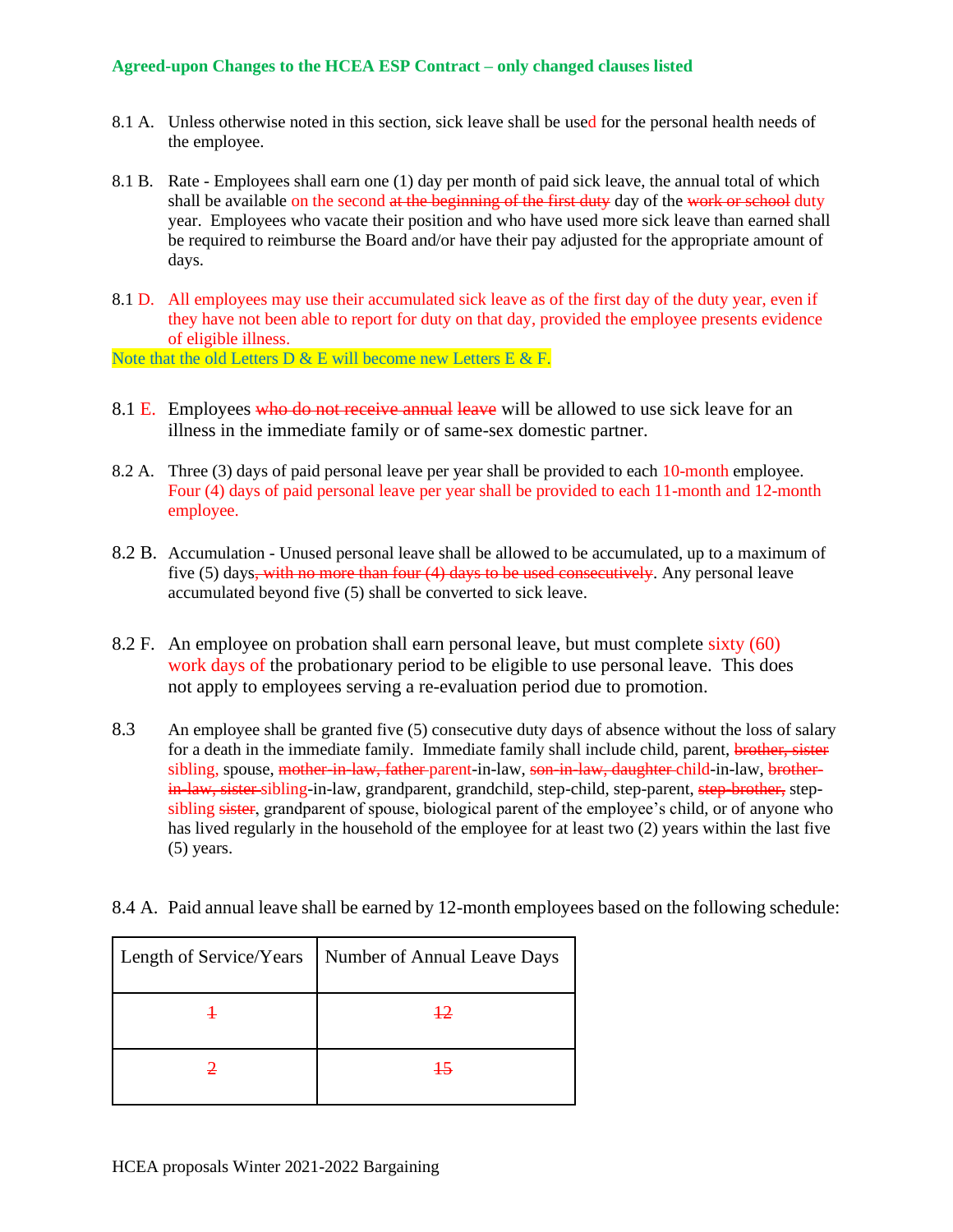**Agreed-upon Changes to the HCEA ESP Contract – only changed clauses listed**

8.1 A. Unless otherwise noted in this section, sick leave shall be used for the personal health needs of the employee.

8.1 B. Rate - Employees shall earn one (1) day per month of paid sick leave, the annual total of which shall be available on the second ~~at the beginning of the first duty~~ day of the ~~work or school~~ duty year. Employees who vacate their position and who have used more sick leave than earned shall be required to reimburse the Board and/or have their pay adjusted for the appropriate amount of days.

8.1 D. All employees may use their accumulated sick leave as of the first day of the duty year, even if they have not been able to report for duty on that day, provided the employee presents evidence of eligible illness.

Note that the old Letters D & E will become new Letters E & F.

8.1 E. Employees ~~who do not receive annual leave~~ will be allowed to use sick leave for an illness in the immediate family or of same-sex domestic partner.

8.2 A. Three (3) days of paid personal leave per year shall be provided to each 10-month employee. Four (4) days of paid personal leave per year shall be provided to each 11-month and 12-month employee.

8.2 B. Accumulation - Unused personal leave shall be allowed to be accumulated, up to a maximum of five (5) days~~, with no more than four (4) days to be used consecutively~~. Any personal leave accumulated beyond five (5) shall be converted to sick leave.

8.2 F. An employee on probation shall earn personal leave, but must complete sixty (60) work days of the probationary period to be eligible to use personal leave. This does not apply to employees serving a re-evaluation period due to promotion.

8.3 An employee shall be granted five (5) consecutive duty days of absence without the loss of salary for a death in the immediate family. Immediate family shall include child, parent, ~~brother, sister~~ sibling, spouse, ~~mother-in-law, father~~ parent-in-law, ~~son-in-law, daughter~~ child-in-law, ~~brother-in-law, sister~~ sibling-in-law, grandparent, grandchild, step-child, step-parent, ~~step-brother,~~ step-sibling ~~sister~~, grandparent of spouse, biological parent of the employee's child, or of anyone who has lived regularly in the household of the employee for at least two (2) years within the last five (5) years.

8.4 A. Paid annual leave shall be earned by 12-month employees based on the following schedule:

| Length of Service/Years | Number of Annual Leave Days |
|---|---|
| ~~1~~ | ~~12~~ |
| ~~2~~ | ~~15~~ |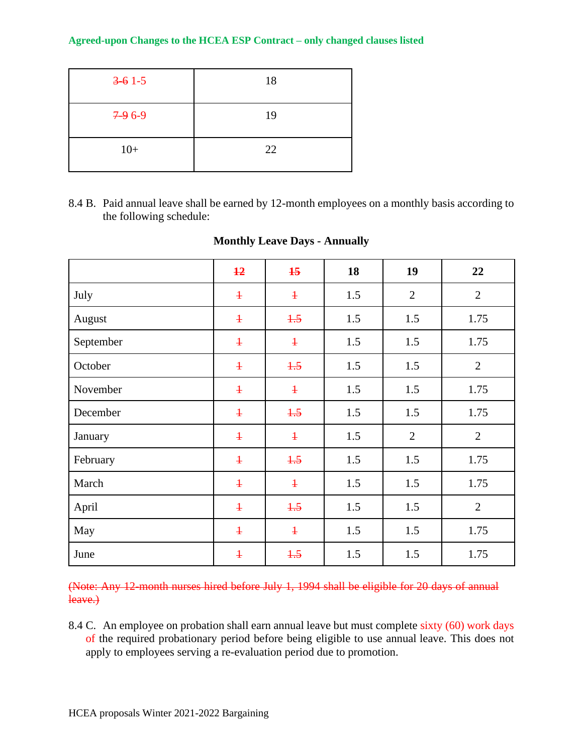**Agreed-upon Changes to the HCEA ESP Contract – only changed clauses listed**

| | |
|---|---|
| ~~3-6~~ 1-5 | 18 |
| ~~7-9~~ 6-9 | 19 |
| 10+ | 22 |

8.4 B. Paid annual leave shall be earned by 12-month employees on a monthly basis according to the following schedule:

**Monthly Leave Days - Annually**

| | ~~12~~ | ~~15~~ | 18 | 19 | 22 |
|---|---|---|---|---|---|
| July | ~~1~~ | ~~1~~ | 1.5 | 2 | 2 |
| August | ~~1~~ | ~~1.5~~ | 1.5 | 1.5 | 1.75 |
| September | ~~1~~ | ~~1~~ | 1.5 | 1.5 | 1.75 |
| October | ~~1~~ | ~~1.5~~ | 1.5 | 1.5 | 2 |
| November | ~~1~~ | ~~1~~ | 1.5 | 1.5 | 1.75 |
| December | ~~1~~ | ~~1.5~~ | 1.5 | 1.5 | 1.75 |
| January | ~~1~~ | ~~1~~ | 1.5 | 2 | 2 |
| February | ~~1~~ | ~~1.5~~ | 1.5 | 1.5 | 1.75 |
| March | ~~1~~ | ~~1~~ | 1.5 | 1.5 | 1.75 |
| April | ~~1~~ | ~~1.5~~ | 1.5 | 1.5 | 2 |
| May | ~~1~~ | ~~1~~ | 1.5 | 1.5 | 1.75 |
| June | ~~1~~ | ~~1.5~~ | 1.5 | 1.5 | 1.75 |

~~(Note: Any 12-month nurses hired before July 1, 1994 shall be eligible for 20 days of annual leave.)~~

8.4 C. An employee on probation shall earn annual leave but must complete sixty (60) work days of the required probationary period before being eligible to use annual leave. This does not apply to employees serving a re-evaluation period due to promotion.

HCEA proposals Winter 2021-2022 Bargaining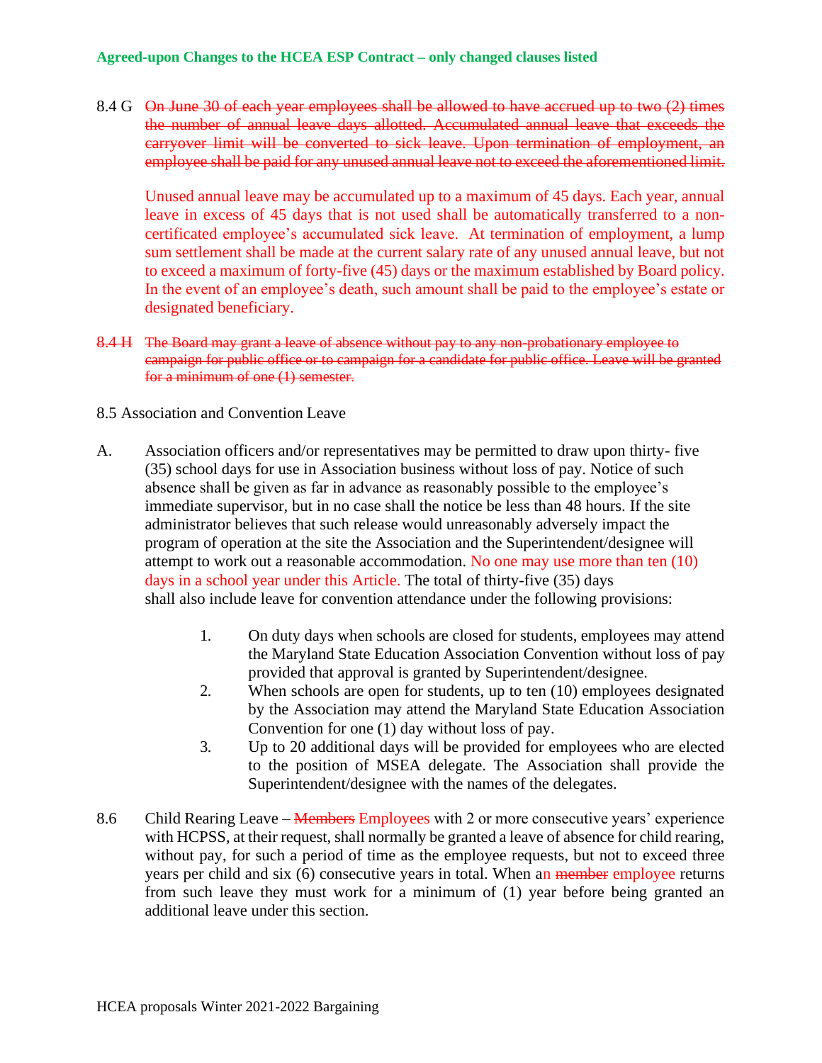**Agreed-upon Changes to the HCEA ESP Contract – only changed clauses listed**

8.4 G ~~On June 30 of each year employees shall be allowed to have accrued up to two (2) times the number of annual leave days allotted. Accumulated annual leave that exceeds the carryover limit will be converted to sick leave. Upon termination of employment, an employee shall be paid for any unused annual leave not to exceed the aforementioned limit.~~

Unused annual leave may be accumulated up to a maximum of 45 days. Each year, annual leave in excess of 45 days that is not used shall be automatically transferred to a non-certificated employee's accumulated sick leave. At termination of employment, a lump sum settlement shall be made at the current salary rate of any unused annual leave, but not to exceed a maximum of forty-five (45) days or the maximum established by Board policy. In the event of an employee's death, such amount shall be paid to the employee's estate or designated beneficiary.

~~8.4 H The Board may grant a leave of absence without pay to any non-probationary employee to campaign for public office or to campaign for a candidate for public office. Leave will be granted for a minimum of one (1) semester.~~

8.5 Association and Convention Leave

A. Association officers and/or representatives may be permitted to draw upon thirty- five (35) school days for use in Association business without loss of pay. Notice of such absence shall be given as far in advance as reasonably possible to the employee's immediate supervisor, but in no case shall the notice be less than 48 hours. If the site administrator believes that such release would unreasonably adversely impact the program of operation at the site the Association and the Superintendent/designee will attempt to work out a reasonable accommodation. No one may use more than ten (10) days in a school year under this Article. The total of thirty-five (35) days shall also include leave for convention attendance under the following provisions:

1. On duty days when schools are closed for students, employees may attend the Maryland State Education Association Convention without loss of pay provided that approval is granted by Superintendent/designee.
2. When schools are open for students, up to ten (10) employees designated by the Association may attend the Maryland State Education Association Convention for one (1) day without loss of pay.
3. Up to 20 additional days will be provided for employees who are elected to the position of MSEA delegate. The Association shall provide the Superintendent/designee with the names of the delegates.

8.6 Child Rearing Leave – ~~Members~~ Employees with 2 or more consecutive years' experience with HCPSS, at their request, shall normally be granted a leave of absence for child rearing, without pay, for such a period of time as the employee requests, but not to exceed three years per child and six (6) consecutive years in total. When an ~~member~~ employee returns from such leave they must work for a minimum of (1) year before being granted an additional leave under this section.

HCEA proposals Winter 2021-2022 Bargaining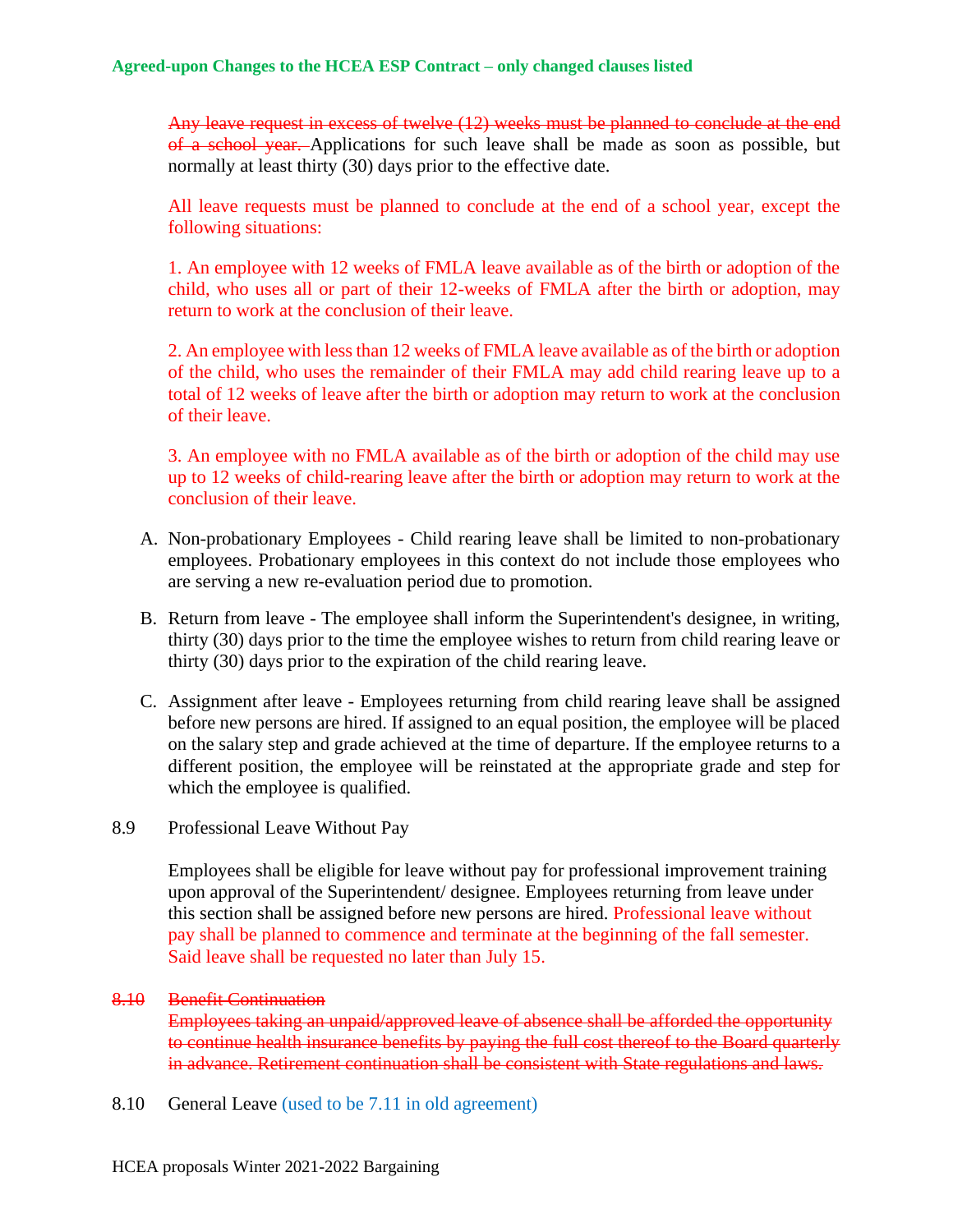Agreed-upon Changes to the HCEA ESP Contract – only changed clauses listed

~~Any leave request in excess of twelve (12) weeks must be planned to conclude at the end of a school year.~~ Applications for such leave shall be made as soon as possible, but normally at least thirty (30) days prior to the effective date.

All leave requests must be planned to conclude at the end of a school year, except the following situations:

1. An employee with 12 weeks of FMLA leave available as of the birth or adoption of the child, who uses all or part of their 12-weeks of FMLA after the birth or adoption, may return to work at the conclusion of their leave.

2. An employee with less than 12 weeks of FMLA leave available as of the birth or adoption of the child, who uses the remainder of their FMLA may add child rearing leave up to a total of 12 weeks of leave after the birth or adoption may return to work at the conclusion of their leave.

3. An employee with no FMLA available as of the birth or adoption of the child may use up to 12 weeks of child-rearing leave after the birth or adoption may return to work at the conclusion of their leave.

A. Non-probationary Employees - Child rearing leave shall be limited to non-probationary employees. Probationary employees in this context do not include those employees who are serving a new re-evaluation period due to promotion.

B. Return from leave - The employee shall inform the Superintendent's designee, in writing, thirty (30) days prior to the time the employee wishes to return from child rearing leave or thirty (30) days prior to the expiration of the child rearing leave.

C. Assignment after leave - Employees returning from child rearing leave shall be assigned before new persons are hired. If assigned to an equal position, the employee will be placed on the salary step and grade achieved at the time of departure. If the employee returns to a different position, the employee will be reinstated at the appropriate grade and step for which the employee is qualified.

8.9 Professional Leave Without Pay

Employees shall be eligible for leave without pay for professional improvement training upon approval of the Superintendent/ designee. Employees returning from leave under this section shall be assigned before new persons are hired. Professional leave without pay shall be planned to commence and terminate at the beginning of the fall semester. Said leave shall be requested no later than July 15.

~~8.10 Benefit Continuation~~
~~Employees taking an unpaid/approved leave of absence shall be afforded the opportunity to continue health insurance benefits by paying the full cost thereof to the Board quarterly in advance. Retirement continuation shall be consistent with State regulations and laws.~~

8.10 General Leave (used to be 7.11 in old agreement)

HCEA proposals Winter 2021-2022 Bargaining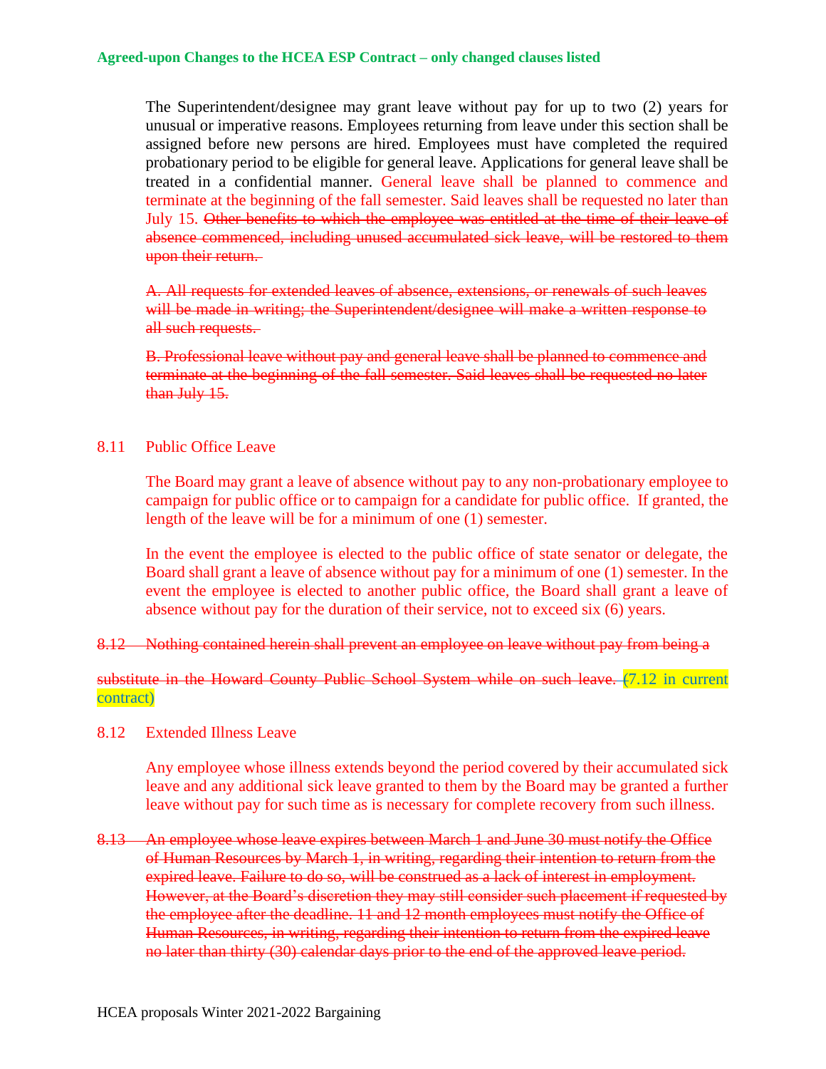The Superintendent/designee may grant leave without pay for up to two (2) years for unusual or imperative reasons. Employees returning from leave under this section shall be assigned before new persons are hired. Employees must have completed the required probationary period to be eligible for general leave. Applications for general leave shall be treated in a confidential manner. General leave shall be planned to commence and terminate at the beginning of the fall semester. Said leaves shall be requested no later than July 15. ~~Other benefits to which the employee was entitled at the time of their leave of absence commenced, including unused accumulated sick leave, will be restored to them upon their return.~~

~~A. All requests for extended leaves of absence, extensions, or renewals of such leaves will be made in writing; the Superintendent/designee will make a written response to all such requests.~~

~~B. Professional leave without pay and general leave shall be planned to commence and terminate at the beginning of the fall semester. Said leaves shall be requested no later than July 15.~~

8.11 Public Office Leave

The Board may grant a leave of absence without pay to any non-probationary employee to campaign for public office or to campaign for a candidate for public office. If granted, the length of the leave will be for a minimum of one (1) semester.

In the event the employee is elected to the public office of state senator or delegate, the Board shall grant a leave of absence without pay for a minimum of one (1) semester. In the event the employee is elected to another public office, the Board shall grant a leave of absence without pay for the duration of their service, not to exceed six (6) years.

~~8.12 Nothing contained herein shall prevent an employee on leave without pay from being a substitute in the Howard County Public School System while on such leave.~~ (7.12 in current contract)

8.12 Extended Illness Leave

Any employee whose illness extends beyond the period covered by their accumulated sick leave and any additional sick leave granted to them by the Board may be granted a further leave without pay for such time as is necessary for complete recovery from such illness.

~~8.13 An employee whose leave expires between March 1 and June 30 must notify the Office of Human Resources by March 1, in writing, regarding their intention to return from the expired leave. Failure to do so, will be construed as a lack of interest in employment. However, at the Board's discretion they may still consider such placement if requested by the employee after the deadline. 11 and 12 month employees must notify the Office of Human Resources, in writing, regarding their intention to return from the expired leave no later than thirty (30) calendar days prior to the end of the approved leave period.~~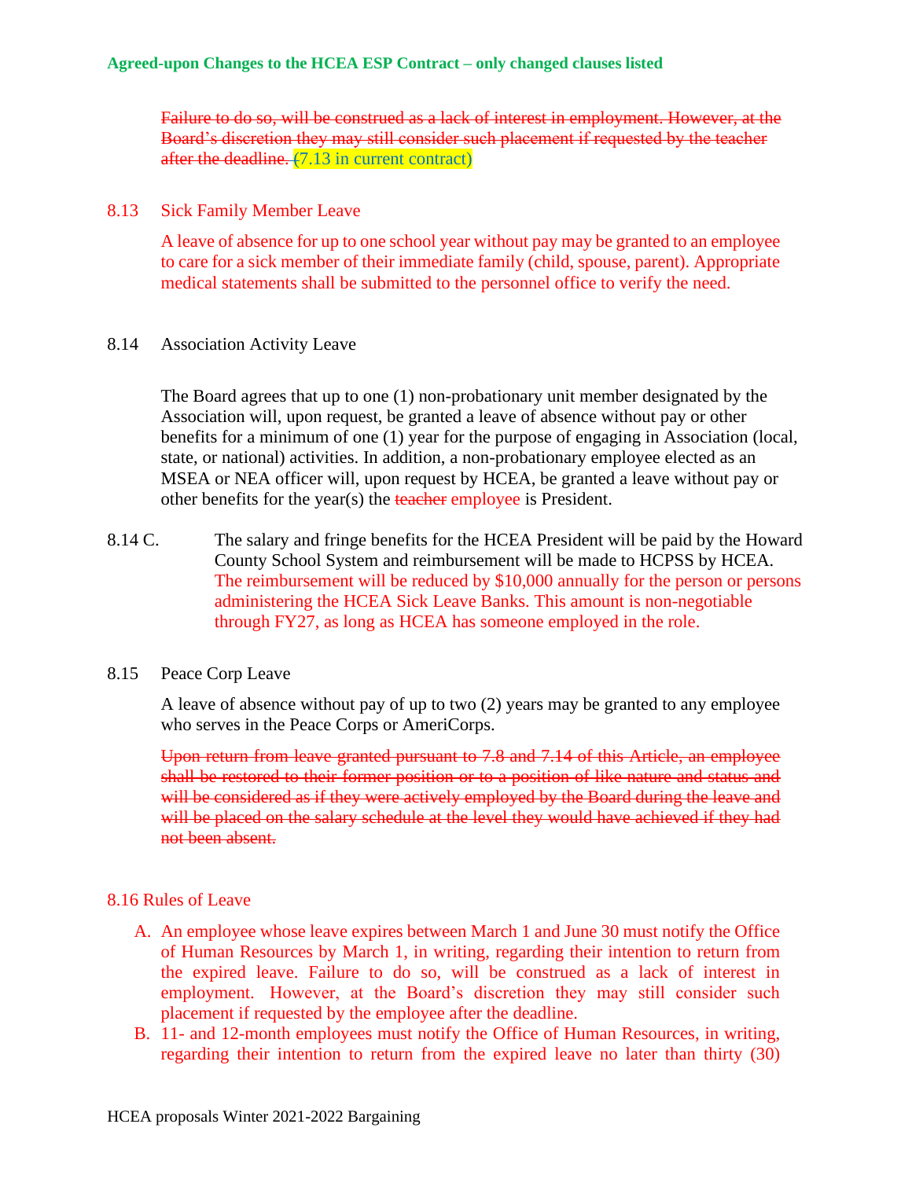Failure to do so, will be construed as a lack of interest in employment. However, at the Board's discretion they may still consider such placement if requested by the teacher after the deadline. (7.13 in current contract)

8.13 Sick Family Member Leave

A leave of absence for up to one school year without pay may be granted to an employee to care for a sick member of their immediate family (child, spouse, parent). Appropriate medical statements shall be submitted to the personnel office to verify the need.

8.14 Association Activity Leave

The Board agrees that up to one (1) non-probationary unit member designated by the Association will, upon request, be granted a leave of absence without pay or other benefits for a minimum of one (1) year for the purpose of engaging in Association (local, state, or national) activities. In addition, a non-probationary employee elected as an MSEA or NEA officer will, upon request by HCEA, be granted a leave without pay or other benefits for the year(s) the ~~teacher~~ employee is President.

8.14 C. The salary and fringe benefits for the HCEA President will be paid by the Howard County School System and reimbursement will be made to HCPSS by HCEA. The reimbursement will be reduced by $10,000 annually for the person or persons administering the HCEA Sick Leave Banks. This amount is non-negotiable through FY27, as long as HCEA has someone employed in the role.

8.15 Peace Corp Leave

A leave of absence without pay of up to two (2) years may be granted to any employee who serves in the Peace Corps or AmeriCorps.

~~Upon return from leave granted pursuant to 7.8 and 7.14 of this Article, an employee shall be restored to their former position or to a position of like nature and status and will be considered as if they were actively employed by the Board during the leave and will be placed on the salary schedule at the level they would have achieved if they had not been absent.~~

8.16 Rules of Leave

A. An employee whose leave expires between March 1 and June 30 must notify the Office of Human Resources by March 1, in writing, regarding their intention to return from the expired leave. Failure to do so, will be construed as a lack of interest in employment. However, at the Board's discretion they may still consider such placement if requested by the employee after the deadline.
B. 11- and 12-month employees must notify the Office of Human Resources, in writing, regarding their intention to return from the expired leave no later than thirty (30)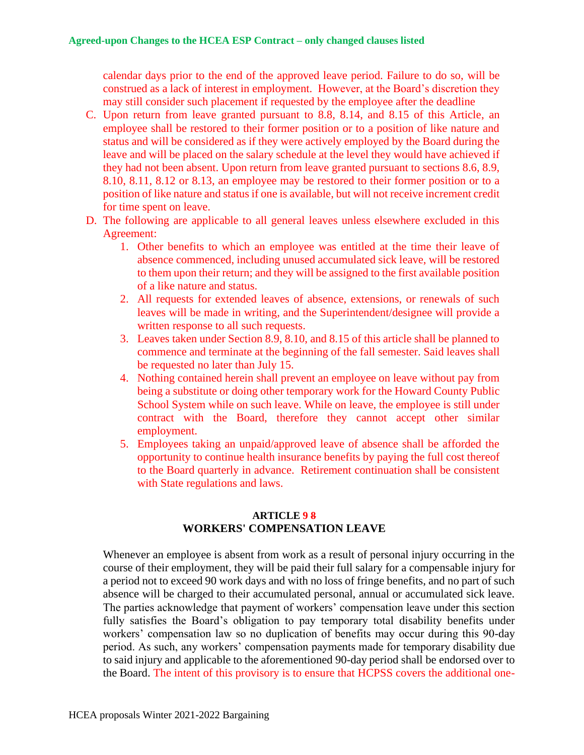calendar days prior to the end of the approved leave period. Failure to do so, will be construed as a lack of interest in employment. However, at the Board's discretion they may still consider such placement if requested by the employee after the deadline

C. Upon return from leave granted pursuant to 8.8, 8.14, and 8.15 of this Article, an employee shall be restored to their former position or to a position of like nature and status and will be considered as if they were actively employed by the Board during the leave and will be placed on the salary schedule at the level they would have achieved if they had not been absent. Upon return from leave granted pursuant to sections 8.6, 8.9, 8.10, 8.11, 8.12 or 8.13, an employee may be restored to their former position or to a position of like nature and status if one is available, but will not receive increment credit for time spent on leave.

D. The following are applicable to all general leaves unless elsewhere excluded in this Agreement:

   1. Other benefits to which an employee was entitled at the time their leave of absence commenced, including unused accumulated sick leave, will be restored to them upon their return; and they will be assigned to the first available position of a like nature and status.
   2. All requests for extended leaves of absence, extensions, or renewals of such leaves will be made in writing, and the Superintendent/designee will provide a written response to all such requests.
   3. Leaves taken under Section 8.9, 8.10, and 8.15 of this article shall be planned to commence and terminate at the beginning of the fall semester. Said leaves shall be requested no later than July 15.
   4. Nothing contained herein shall prevent an employee on leave without pay from being a substitute or doing other temporary work for the Howard County Public School System while on such leave. While on leave, the employee is still under contract with the Board, therefore they cannot accept other similar employment.
   5. Employees taking an unpaid/approved leave of absence shall be afforded the opportunity to continue health insurance benefits by paying the full cost thereof to the Board quarterly in advance. Retirement continuation shall be consistent with State regulations and laws.

## ARTICLE 9 ~~8~~
## WORKERS' COMPENSATION LEAVE

Whenever an employee is absent from work as a result of personal injury occurring in the course of their employment, they will be paid their full salary for a compensable injury for a period not to exceed 90 work days and with no loss of fringe benefits, and no part of such absence will be charged to their accumulated personal, annual or accumulated sick leave. The parties acknowledge that payment of workers' compensation leave under this section fully satisfies the Board's obligation to pay temporary total disability benefits under workers' compensation law so no duplication of benefits may occur during this 90-day period. As such, any workers' compensation payments made for temporary disability due to said injury and applicable to the aforementioned 90-day period shall be endorsed over to the Board. The intent of this provisory is to ensure that HCPSS covers the additional one-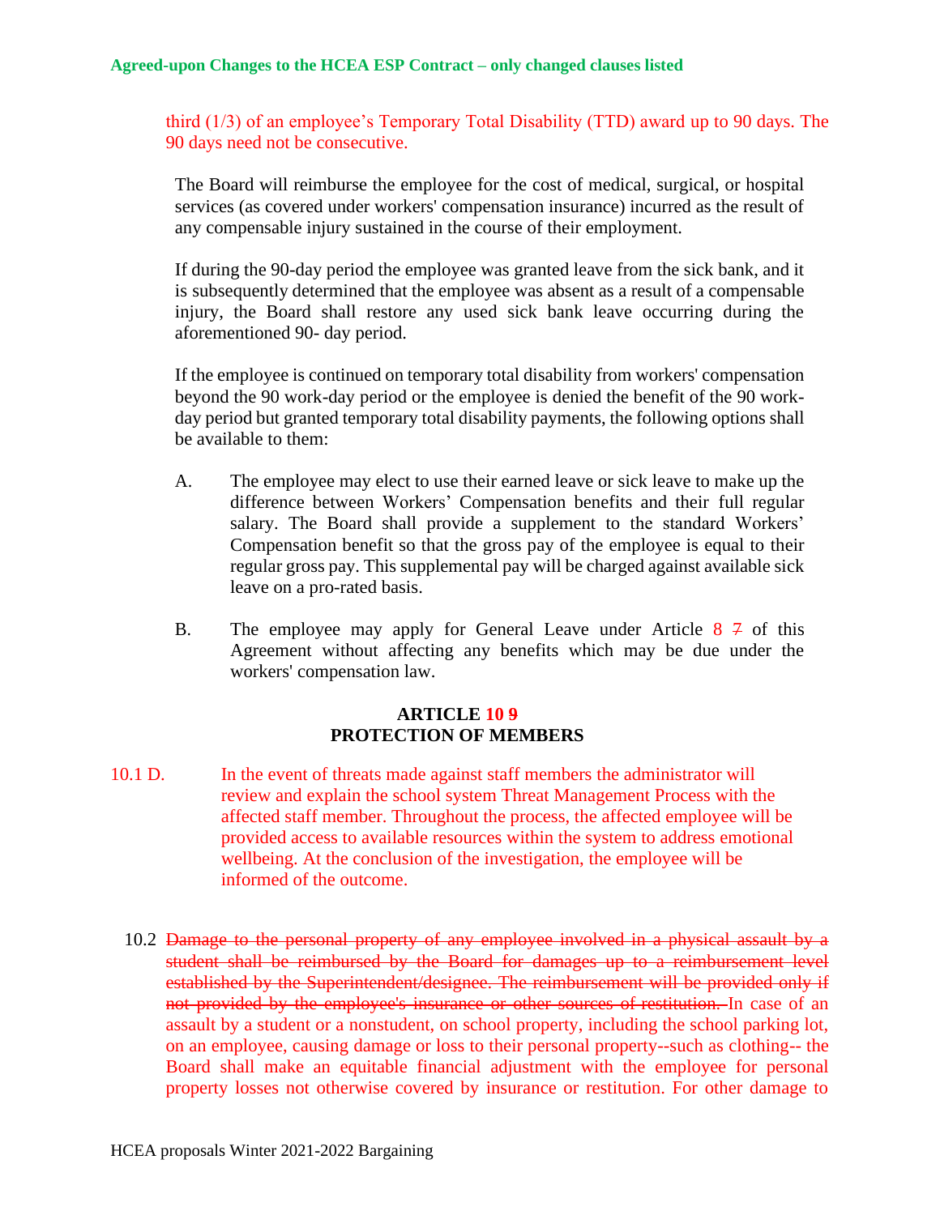third (1/3) of an employee's Temporary Total Disability (TTD) award up to 90 days. The 90 days need not be consecutive.

The Board will reimburse the employee for the cost of medical, surgical, or hospital services (as covered under workers' compensation insurance) incurred as the result of any compensable injury sustained in the course of their employment.

If during the 90-day period the employee was granted leave from the sick bank, and it is subsequently determined that the employee was absent as a result of a compensable injury, the Board shall restore any used sick bank leave occurring during the aforementioned 90- day period.

If the employee is continued on temporary total disability from workers' compensation beyond the 90 work-day period or the employee is denied the benefit of the 90 work-day period but granted temporary total disability payments, the following options shall be available to them:

A. The employee may elect to use their earned leave or sick leave to make up the difference between Workers' Compensation benefits and their full regular salary. The Board shall provide a supplement to the standard Workers' Compensation benefit so that the gross pay of the employee is equal to their regular gross pay. This supplemental pay will be charged against available sick leave on a pro-rated basis.

B. The employee may apply for General Leave under Article 8 ~~7~~ of this Agreement without affecting any benefits which may be due under the workers' compensation law.

## ARTICLE 10 ~~9~~
## PROTECTION OF MEMBERS

10.1 D. In the event of threats made against staff members the administrator will review and explain the school system Threat Management Process with the affected staff member. Throughout the process, the affected employee will be provided access to available resources within the system to address emotional wellbeing. At the conclusion of the investigation, the employee will be informed of the outcome.

10.2 ~~Damage to the personal property of any employee involved in a physical assault by a student shall be reimbursed by the Board for damages up to a reimbursement level established by the Superintendent/designee. The reimbursement will be provided only if not provided by the employee's insurance or other sources of restitution.~~ In case of an assault by a student or a nonstudent, on school property, including the school parking lot, on an employee, causing damage or loss to their personal property--such as clothing-- the Board shall make an equitable financial adjustment with the employee for personal property losses not otherwise covered by insurance or restitution. For other damage to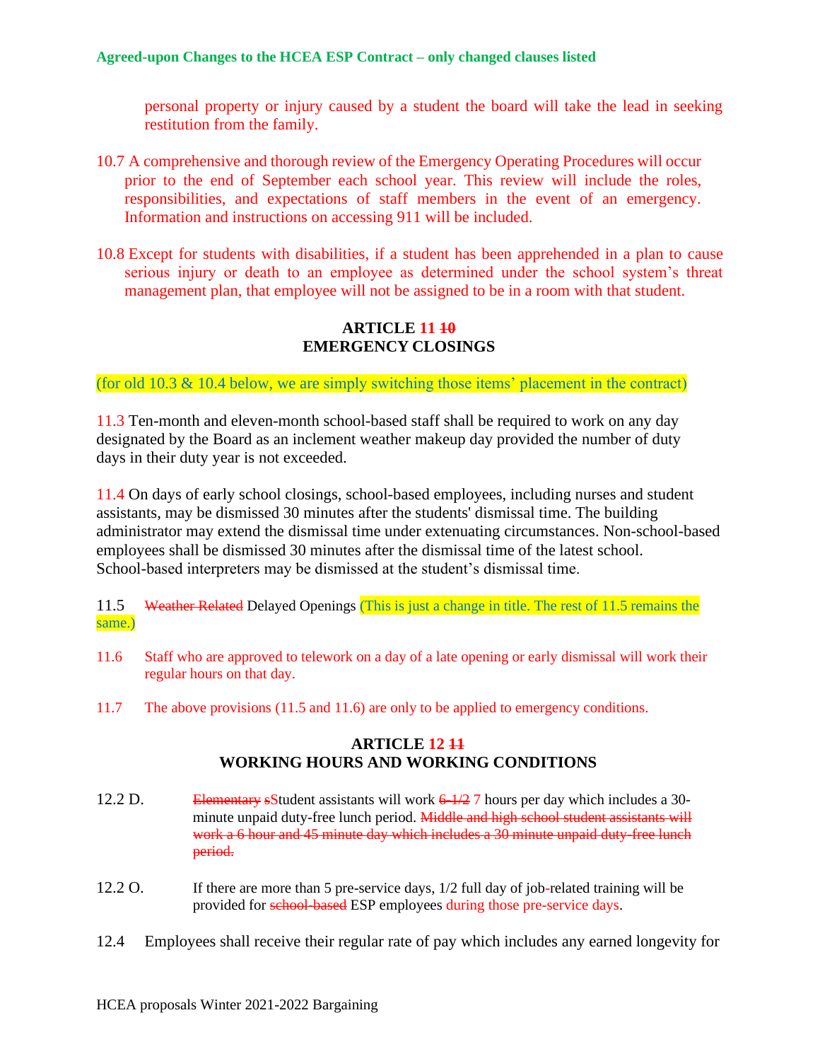personal property or injury caused by a student the board will take the lead in seeking restitution from the family.

10.7 A comprehensive and thorough review of the Emergency Operating Procedures will occur prior to the end of September each school year. This review will include the roles, responsibilities, and expectations of staff members in the event of an emergency. Information and instructions on accessing 911 will be included.

10.8 Except for students with disabilities, if a student has been apprehended in a plan to cause serious injury or death to an employee as determined under the school system's threat management plan, that employee will not be assigned to be in a room with that student.

## ARTICLE 11 ~~10~~
## EMERGENCY CLOSINGS

(for old 10.3 & 10.4 below, we are simply switching those items' placement in the contract)

11.3 Ten-month and eleven-month school-based staff shall be required to work on any day designated by the Board as an inclement weather makeup day provided the number of duty days in their duty year is not exceeded.

11.4 On days of early school closings, school-based employees, including nurses and student assistants, may be dismissed 30 minutes after the students' dismissal time. The building administrator may extend the dismissal time under extenuating circumstances. Non-school-based employees shall be dismissed 30 minutes after the dismissal time of the latest school. School-based interpreters may be dismissed at the student's dismissal time.

11.5 ~~Weather Related~~ Delayed Openings (This is just a change in title. The rest of 11.5 remains the same.)

11.6 Staff who are approved to telework on a day of a late opening or early dismissal will work their regular hours on that day.

11.7 The above provisions (11.5 and 11.6) are only to be applied to emergency conditions.

## ARTICLE 12 ~~11~~
## WORKING HOURS AND WORKING CONDITIONS

12.2 D. ~~Elementary s~~Student assistants will work ~~6-1/2~~ 7 hours per day which includes a 30-minute unpaid duty-free lunch period. ~~Middle and high school student assistants will work a 6 hour and 45 minute day which includes a 30 minute unpaid duty-free lunch period.~~

12.2 O. If there are more than 5 pre-service days, 1/2 full day of job-related training will be provided for ~~school-based~~ ESP employees during those pre-service days.

12.4 Employees shall receive their regular rate of pay which includes any earned longevity for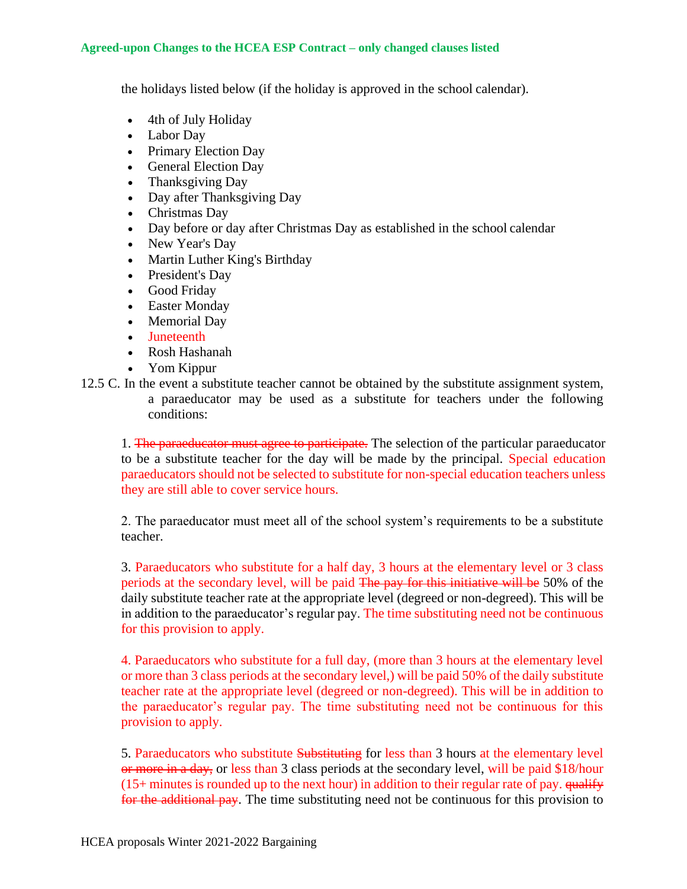the holidays listed below (if the holiday is approved in the school calendar).

- 4th of July Holiday
- Labor Day
- Primary Election Day
- General Election Day
- Thanksgiving Day
- Day after Thanksgiving Day
- Christmas Day
- Day before or day after Christmas Day as established in the school calendar
- New Year's Day
- Martin Luther King's Birthday
- President's Day
- Good Friday
- Easter Monday
- Memorial Day
- Juneteenth
- Rosh Hashanah
- Yom Kippur

12.5 C. In the event a substitute teacher cannot be obtained by the substitute assignment system, a paraeducator may be used as a substitute for teachers under the following conditions:

1. ~~The paraeducator must agree to participate.~~ The selection of the particular paraeducator to be a substitute teacher for the day will be made by the principal. Special education paraeducators should not be selected to substitute for non-special education teachers unless they are still able to cover service hours.

2. The paraeducator must meet all of the school system's requirements to be a substitute teacher.

3. Paraeducators who substitute for a half day, 3 hours at the elementary level or 3 class periods at the secondary level, will be paid ~~The pay for this initiative will be~~ 50% of the daily substitute teacher rate at the appropriate level (degreed or non-degreed). This will be in addition to the paraeducator's regular pay. The time substituting need not be continuous for this provision to apply.

4. Paraeducators who substitute for a full day, (more than 3 hours at the elementary level or more than 3 class periods at the secondary level,) will be paid 50% of the daily substitute teacher rate at the appropriate level (degreed or non-degreed). This will be in addition to the paraeducator's regular pay. The time substituting need not be continuous for this provision to apply.

5. Paraeducators who substitute ~~Substituting~~ for less than 3 hours at the elementary level ~~or more in a day,~~ or less than 3 class periods at the secondary level, will be paid $18/hour (15+ minutes is rounded up to the next hour) in addition to their regular rate of pay. ~~qualify for the additional pay~~. The time substituting need not be continuous for this provision to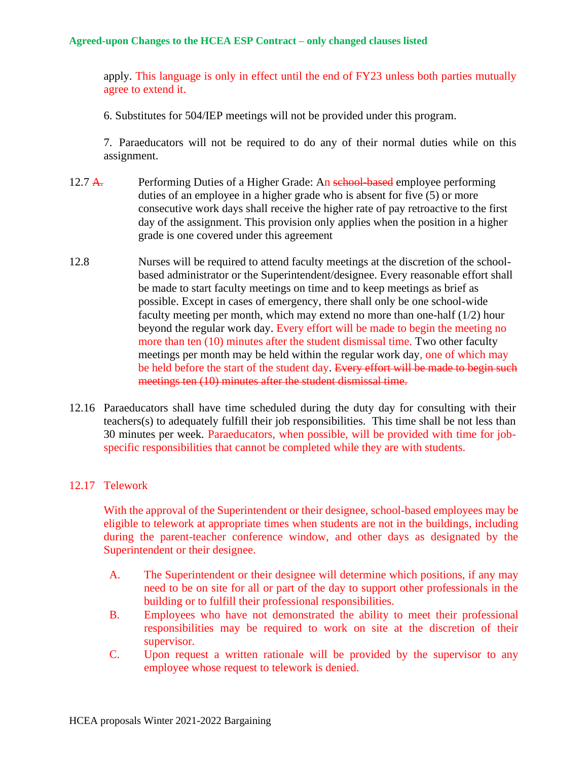apply. This language is only in effect until the end of FY23 unless both parties mutually agree to extend it.

6. Substitutes for 504/IEP meetings will not be provided under this program.

7. Paraeducators will not be required to do any of their normal duties while on this assignment.

12.7 ~~A.~~ Performing Duties of a Higher Grade: An ~~school-based~~ employee performing duties of an employee in a higher grade who is absent for five (5) or more consecutive work days shall receive the higher rate of pay retroactive to the first day of the assignment. This provision only applies when the position in a higher grade is one covered under this agreement

12.8 Nurses will be required to attend faculty meetings at the discretion of the school-based administrator or the Superintendent/designee. Every reasonable effort shall be made to start faculty meetings on time and to keep meetings as brief as possible. Except in cases of emergency, there shall only be one school-wide faculty meeting per month, which may extend no more than one-half (1/2) hour beyond the regular work day. Every effort will be made to begin the meeting no more than ten (10) minutes after the student dismissal time. Two other faculty meetings per month may be held within the regular work day, one of which may be held before the start of the student day. ~~Every effort will be made to begin such meetings ten (10) minutes after the student dismissal time.~~

12.16 Paraeducators shall have time scheduled during the duty day for consulting with their teachers(s) to adequately fulfill their job responsibilities. This time shall be not less than 30 minutes per week. Paraeducators, when possible, will be provided with time for job-specific responsibilities that cannot be completed while they are with students.

12.17 Telework

With the approval of the Superintendent or their designee, school-based employees may be eligible to telework at appropriate times when students are not in the buildings, including during the parent-teacher conference window, and other days as designated by the Superintendent or their designee.

A. The Superintendent or their designee will determine which positions, if any may need to be on site for all or part of the day to support other professionals in the building or to fulfill their professional responsibilities.

B. Employees who have not demonstrated the ability to meet their professional responsibilities may be required to work on site at the discretion of their supervisor.

C. Upon request a written rationale will be provided by the supervisor to any employee whose request to telework is denied.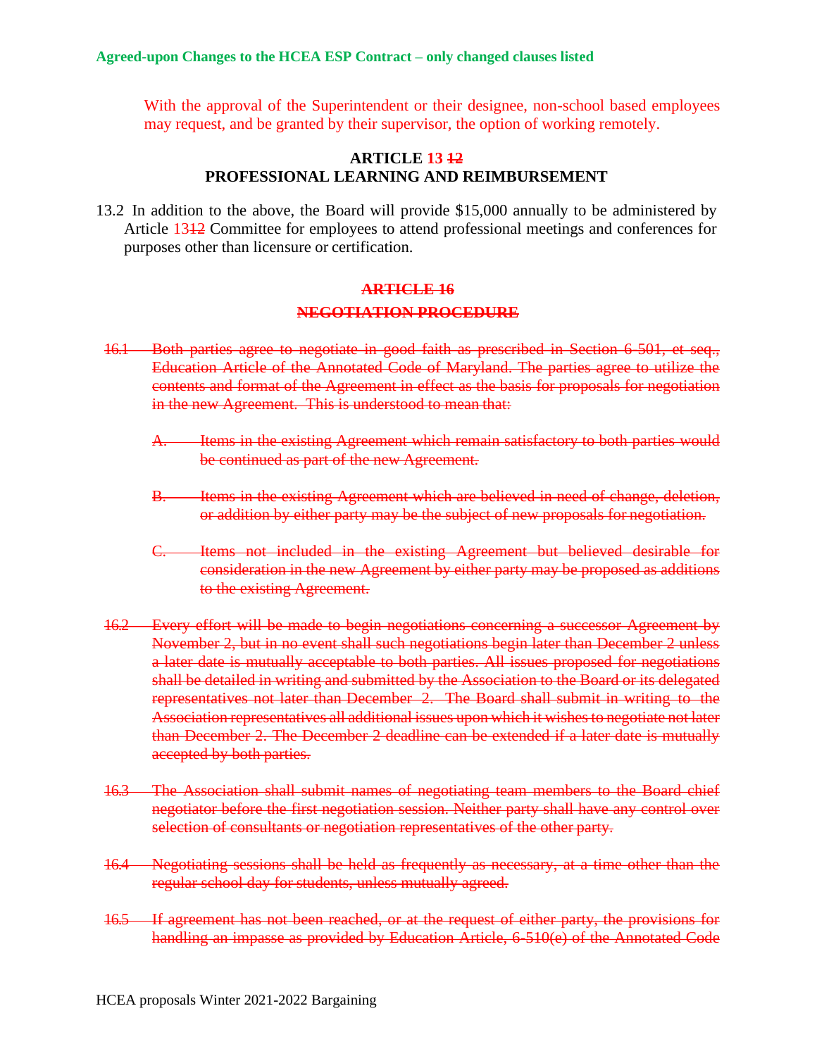With the approval of the Superintendent or their designee, non-school based employees may request, and be granted by their supervisor, the option of working remotely.

## ARTICLE 13 ~~12~~
## PROFESSIONAL LEARNING AND REIMBURSEMENT

13.2 In addition to the above, the Board will provide $15,000 annually to be administered by Article 13~~12~~ Committee for employees to attend professional meetings and conferences for purposes other than licensure or certification.

## ~~ARTICLE 16~~
## ~~NEGOTIATION PROCEDURE~~

~~16.1 Both parties agree to negotiate in good faith as prescribed in Section 6-501, et seq., Education Article of the Annotated Code of Maryland. The parties agree to utilize the contents and format of the Agreement in effect as the basis for proposals for negotiation in the new Agreement. This is understood to mean that:~~

~~A. Items in the existing Agreement which remain satisfactory to both parties would be continued as part of the new Agreement.~~

~~B. Items in the existing Agreement which are believed in need of change, deletion, or addition by either party may be the subject of new proposals for negotiation.~~

~~C. Items not included in the existing Agreement but believed desirable for consideration in the new Agreement by either party may be proposed as additions to the existing Agreement.~~

~~16.2 Every effort will be made to begin negotiations concerning a successor Agreement by November 2, but in no event shall such negotiations begin later than December 2 unless a later date is mutually acceptable to both parties. All issues proposed for negotiations shall be detailed in writing and submitted by the Association to the Board or its delegated representatives not later than December 2. The Board shall submit in writing to the Association representatives all additional issues upon which it wishes to negotiate not later than December 2. The December 2 deadline can be extended if a later date is mutually accepted by both parties.~~

~~16.3 The Association shall submit names of negotiating team members to the Board chief negotiator before the first negotiation session. Neither party shall have any control over selection of consultants or negotiation representatives of the other party.~~

~~16.4 Negotiating sessions shall be held as frequently as necessary, at a time other than the regular school day for students, unless mutually agreed.~~

~~16.5 If agreement has not been reached, or at the request of either party, the provisions for handling an impasse as provided by Education Article, 6-510(e) of the Annotated Code~~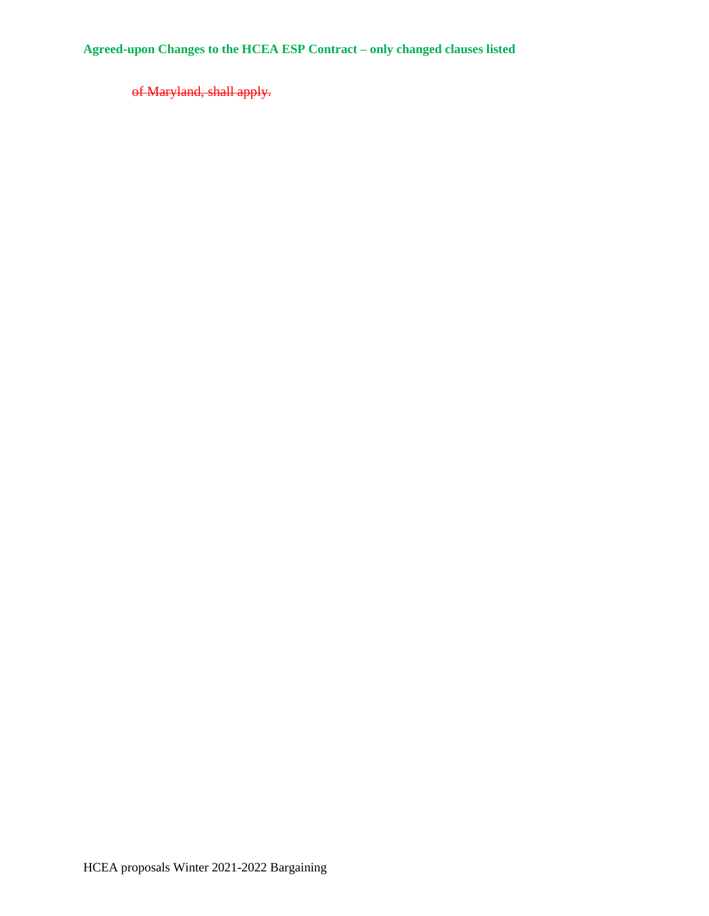~~of Maryland, shall apply.~~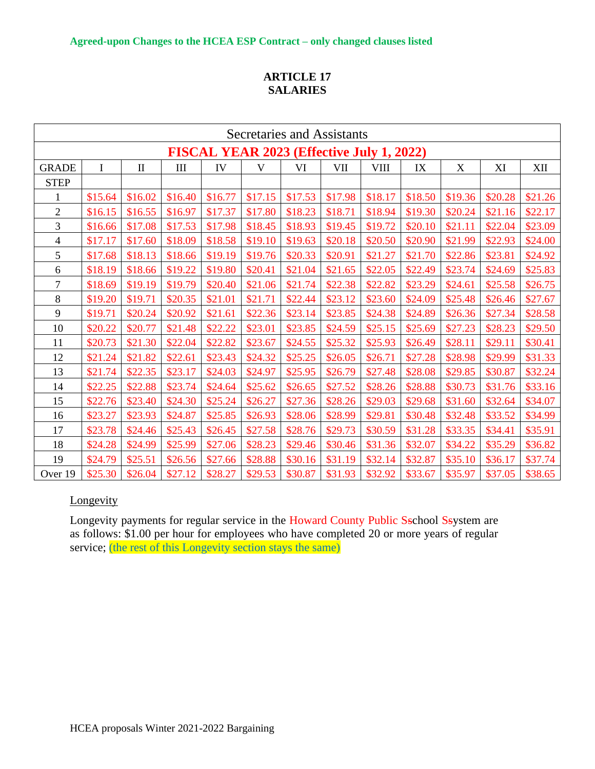**Agreed-upon Changes to the HCEA ESP Contract – only changed clauses listed**

# ARTICLE 17
# SALARIES

| Secretaries and Assistants | | | | | | | | | | | | |
|---|---|---|---|---|---|---|---|---|---|---|---|---|
| **FISCAL YEAR 2023 (Effective July 1, 2022)** | | | | | | | | | | | | |
| GRADE | I | II | III | IV | V | VI | VII | VIII | IX | X | XI | XII |
| STEP | | | | | | | | | | | | |
| 1 | $15.64 | $16.02 | $16.40 | $16.77 | $17.15 | $17.53 | $17.98 | $18.17 | $18.50 | $19.36 | $20.28 | $21.26 |
| 2 | $16.15 | $16.55 | $16.97 | $17.37 | $17.80 | $18.23 | $18.71 | $18.94 | $19.30 | $20.24 | $21.16 | $22.17 |
| 3 | $16.66 | $17.08 | $17.53 | $17.98 | $18.45 | $18.93 | $19.45 | $19.72 | $20.10 | $21.11 | $22.04 | $23.09 |
| 4 | $17.17 | $17.60 | $18.09 | $18.58 | $19.10 | $19.63 | $20.18 | $20.50 | $20.90 | $21.99 | $22.93 | $24.00 |
| 5 | $17.68 | $18.13 | $18.66 | $19.19 | $19.76 | $20.33 | $20.91 | $21.27 | $21.70 | $22.86 | $23.81 | $24.92 |
| 6 | $18.19 | $18.66 | $19.22 | $19.80 | $20.41 | $21.04 | $21.65 | $22.05 | $22.49 | $23.74 | $24.69 | $25.83 |
| 7 | $18.69 | $19.19 | $19.79 | $20.40 | $21.06 | $21.74 | $22.38 | $22.82 | $23.29 | $24.61 | $25.58 | $26.75 |
| 8 | $19.20 | $19.71 | $20.35 | $21.01 | $21.71 | $22.44 | $23.12 | $23.60 | $24.09 | $25.48 | $26.46 | $27.67 |
| 9 | $19.71 | $20.24 | $20.92 | $21.61 | $22.36 | $23.14 | $23.85 | $24.38 | $24.89 | $26.36 | $27.34 | $28.58 |
| 10 | $20.22 | $20.77 | $21.48 | $22.22 | $23.01 | $23.85 | $24.59 | $25.15 | $25.69 | $27.23 | $28.23 | $29.50 |
| 11 | $20.73 | $21.30 | $22.04 | $22.82 | $23.67 | $24.55 | $25.32 | $25.93 | $26.49 | $28.11 | $29.11 | $30.41 |
| 12 | $21.24 | $21.82 | $22.61 | $23.43 | $24.32 | $25.25 | $26.05 | $26.71 | $27.28 | $28.98 | $29.99 | $31.33 |
| 13 | $21.74 | $22.35 | $23.17 | $24.03 | $24.97 | $25.95 | $26.79 | $27.48 | $28.08 | $29.85 | $30.87 | $32.24 |
| 14 | $22.25 | $22.88 | $23.74 | $24.64 | $25.62 | $26.65 | $27.52 | $28.26 | $28.88 | $30.73 | $31.76 | $33.16 |
| 15 | $22.76 | $23.40 | $24.30 | $25.24 | $26.27 | $27.36 | $28.26 | $29.03 | $29.68 | $31.60 | $32.64 | $34.07 |
| 16 | $23.27 | $23.93 | $24.87 | $25.85 | $26.93 | $28.06 | $28.99 | $29.81 | $30.48 | $32.48 | $33.52 | $34.99 |
| 17 | $23.78 | $24.46 | $25.43 | $26.45 | $27.58 | $28.76 | $29.73 | $30.59 | $31.28 | $33.35 | $34.41 | $35.91 |
| 18 | $24.28 | $24.99 | $25.99 | $27.06 | $28.23 | $29.46 | $30.46 | $31.36 | $32.07 | $34.22 | $35.29 | $36.82 |
| 19 | $24.79 | $25.51 | $26.56 | $27.66 | $28.88 | $30.16 | $31.19 | $32.14 | $32.87 | $35.10 | $36.17 | $37.74 |
| Over 19 | $25.30 | $26.04 | $27.12 | $28.27 | $29.53 | $30.87 | $31.93 | $32.92 | $33.67 | $35.97 | $37.05 | $38.65 |

Longevity

Longevity payments for regular service in the Howard County Public ~~s~~School ~~s~~System are as follows: $1.00 per hour for employees who have completed 20 or more years of regular service; (the rest of this Longevity section stays the same)

HCEA proposals Winter 2021-2022 Bargaining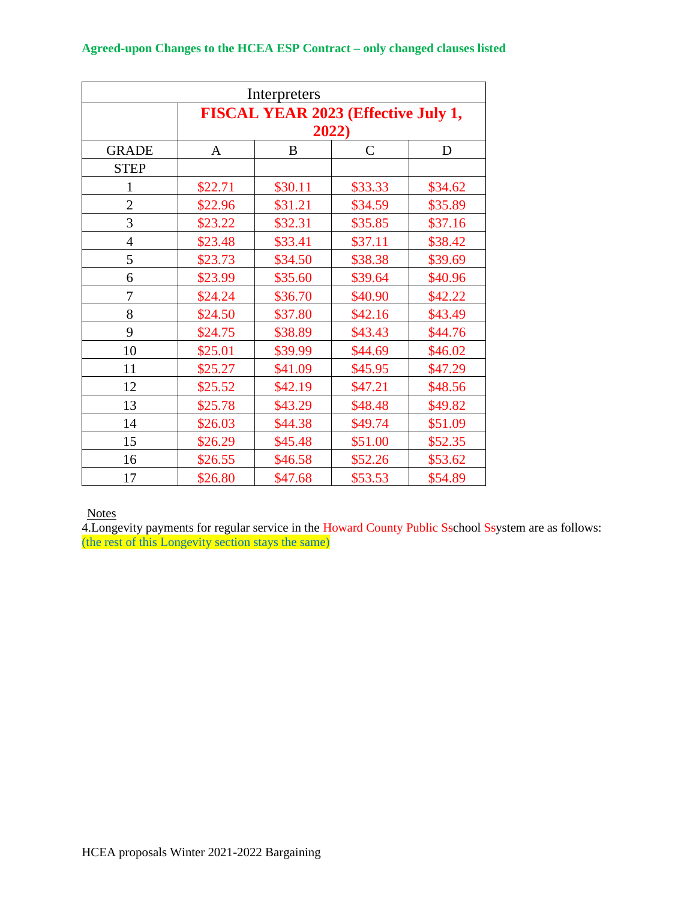**Agreed-upon Changes to the HCEA ESP Contract – only changed clauses listed**

| Interpreters | | | | |
|---|---|---|---|---|
| | **FISCAL YEAR 2023 (Effective July 1, 2022)** | | | |
| GRADE | A | B | C | D |
| STEP | | | | |
| 1 | $22.71 | $30.11 | $33.33 | $34.62 |
| 2 | $22.96 | $31.21 | $34.59 | $35.89 |
| 3 | $23.22 | $32.31 | $35.85 | $37.16 |
| 4 | $23.48 | $33.41 | $37.11 | $38.42 |
| 5 | $23.73 | $34.50 | $38.38 | $39.69 |
| 6 | $23.99 | $35.60 | $39.64 | $40.96 |
| 7 | $24.24 | $36.70 | $40.90 | $42.22 |
| 8 | $24.50 | $37.80 | $42.16 | $43.49 |
| 9 | $24.75 | $38.89 | $43.43 | $44.76 |
| 10 | $25.01 | $39.99 | $44.69 | $46.02 |
| 11 | $25.27 | $41.09 | $45.95 | $47.29 |
| 12 | $25.52 | $42.19 | $47.21 | $48.56 |
| 13 | $25.78 | $43.29 | $48.48 | $49.82 |
| 14 | $26.03 | $44.38 | $49.74 | $51.09 |
| 15 | $26.29 | $45.48 | $51.00 | $52.35 |
| 16 | $26.55 | $46.58 | $52.26 | $53.62 |
| 17 | $26.80 | $47.68 | $53.53 | $54.89 |

Notes

4.Longevity payments for regular service in the Howard County Public ~~S~~school ~~S~~system are as follows:
(the rest of this Longevity section stays the same)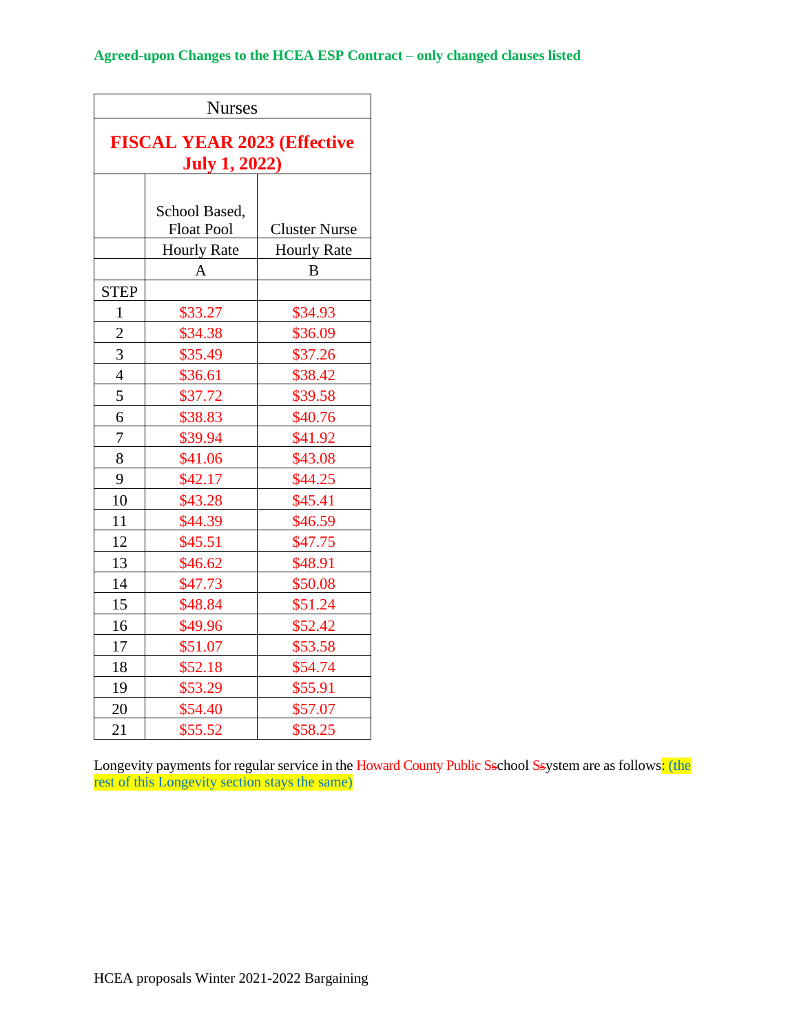**Agreed-upon Changes to the HCEA ESP Contract – only changed clauses listed**

| Nurses | | |
|---|---|---|
| **FISCAL YEAR 2023 (Effective July 1, 2022)** | | |
| | School Based, Float Pool | Cluster Nurse |
| | Hourly Rate | Hourly Rate |
| | A | B |
| STEP | | |
| 1 | $33.27 | $34.93 |
| 2 | $34.38 | $36.09 |
| 3 | $35.49 | $37.26 |
| 4 | $36.61 | $38.42 |
| 5 | $37.72 | $39.58 |
| 6 | $38.83 | $40.76 |
| 7 | $39.94 | $41.92 |
| 8 | $41.06 | $43.08 |
| 9 | $42.17 | $44.25 |
| 10 | $43.28 | $45.41 |
| 11 | $44.39 | $46.59 |
| 12 | $45.51 | $47.75 |
| 13 | $46.62 | $48.91 |
| 14 | $47.73 | $50.08 |
| 15 | $48.84 | $51.24 |
| 16 | $49.96 | $52.42 |
| 17 | $51.07 | $53.58 |
| 18 | $52.18 | $54.74 |
| 19 | $53.29 | $55.91 |
| 20 | $54.40 | $57.07 |
| 21 | $55.52 | $58.25 |

Longevity payments for regular service in the Howard County Public S~~s~~chool S~~s~~ystem are as follows: (the rest of this Longevity section stays the same)

HCEA proposals Winter 2021-2022 Bargaining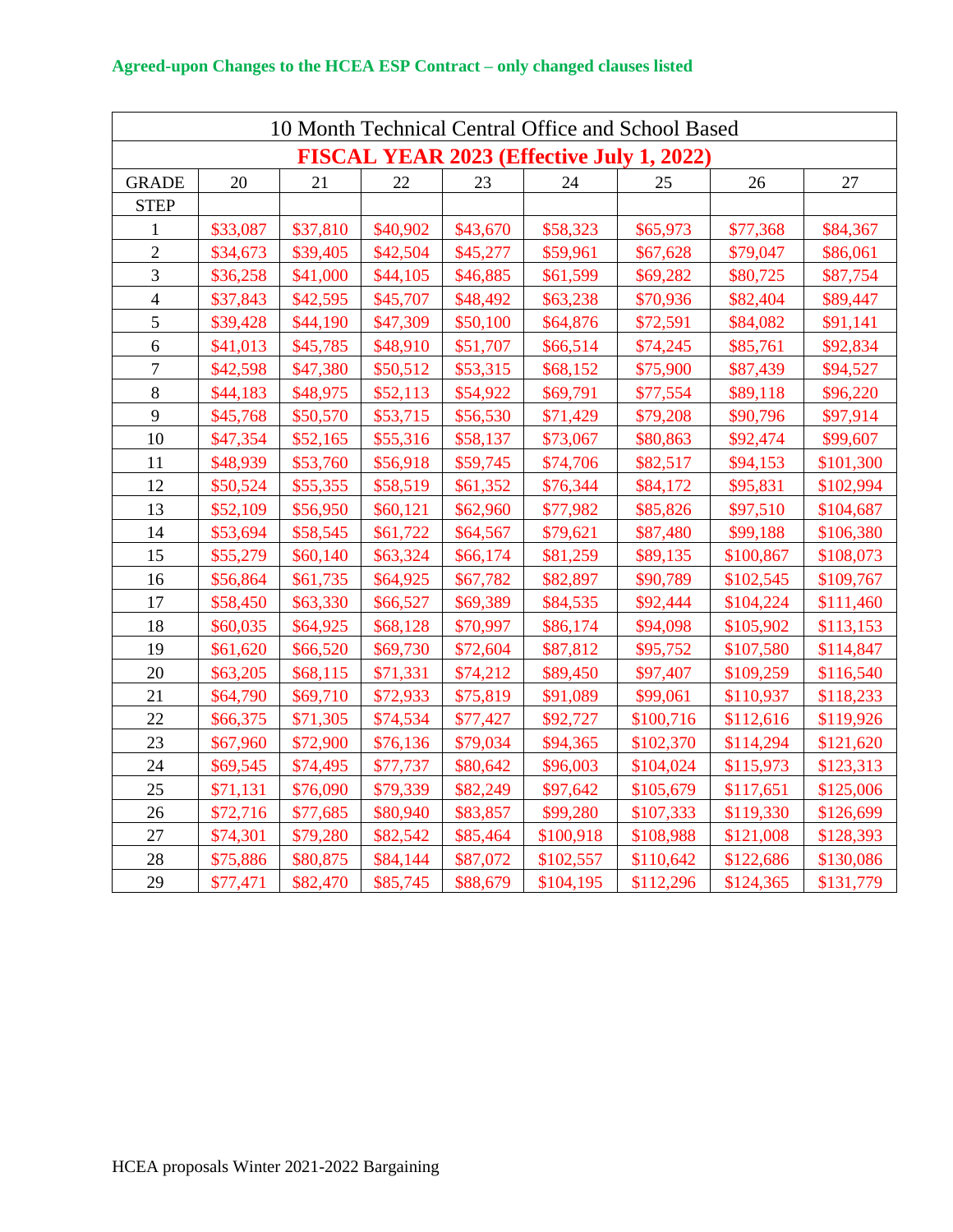**Agreed-upon Changes to the HCEA ESP Contract – only changed clauses listed**

| 10 Month Technical Central Office and School Based | | | | | | | | |
|---|---|---|---|---|---|---|---|---|
| **FISCAL YEAR 2023 (Effective July 1, 2022)** | | | | | | | | |
| GRADE | 20 | 21 | 22 | 23 | 24 | 25 | 26 | 27 |
| STEP | | | | | | | | |
| 1 | $33,087 | $37,810 | $40,902 | $43,670 | $58,323 | $65,973 | $77,368 | $84,367 |
| 2 | $34,673 | $39,405 | $42,504 | $45,277 | $59,961 | $67,628 | $79,047 | $86,061 |
| 3 | $36,258 | $41,000 | $44,105 | $46,885 | $61,599 | $69,282 | $80,725 | $87,754 |
| 4 | $37,843 | $42,595 | $45,707 | $48,492 | $63,238 | $70,936 | $82,404 | $89,447 |
| 5 | $39,428 | $44,190 | $47,309 | $50,100 | $64,876 | $72,591 | $84,082 | $91,141 |
| 6 | $41,013 | $45,785 | $48,910 | $51,707 | $66,514 | $74,245 | $85,761 | $92,834 |
| 7 | $42,598 | $47,380 | $50,512 | $53,315 | $68,152 | $75,900 | $87,439 | $94,527 |
| 8 | $44,183 | $48,975 | $52,113 | $54,922 | $69,791 | $77,554 | $89,118 | $96,220 |
| 9 | $45,768 | $50,570 | $53,715 | $56,530 | $71,429 | $79,208 | $90,796 | $97,914 |
| 10 | $47,354 | $52,165 | $55,316 | $58,137 | $73,067 | $80,863 | $92,474 | $99,607 |
| 11 | $48,939 | $53,760 | $56,918 | $59,745 | $74,706 | $82,517 | $94,153 | $101,300 |
| 12 | $50,524 | $55,355 | $58,519 | $61,352 | $76,344 | $84,172 | $95,831 | $102,994 |
| 13 | $52,109 | $56,950 | $60,121 | $62,960 | $77,982 | $85,826 | $97,510 | $104,687 |
| 14 | $53,694 | $58,545 | $61,722 | $64,567 | $79,621 | $87,480 | $99,188 | $106,380 |
| 15 | $55,279 | $60,140 | $63,324 | $66,174 | $81,259 | $89,135 | $100,867 | $108,073 |
| 16 | $56,864 | $61,735 | $64,925 | $67,782 | $82,897 | $90,789 | $102,545 | $109,767 |
| 17 | $58,450 | $63,330 | $66,527 | $69,389 | $84,535 | $92,444 | $104,224 | $111,460 |
| 18 | $60,035 | $64,925 | $68,128 | $70,997 | $86,174 | $94,098 | $105,902 | $113,153 |
| 19 | $61,620 | $66,520 | $69,730 | $72,604 | $87,812 | $95,752 | $107,580 | $114,847 |
| 20 | $63,205 | $68,115 | $71,331 | $74,212 | $89,450 | $97,407 | $109,259 | $116,540 |
| 21 | $64,790 | $69,710 | $72,933 | $75,819 | $91,089 | $99,061 | $110,937 | $118,233 |
| 22 | $66,375 | $71,305 | $74,534 | $77,427 | $92,727 | $100,716 | $112,616 | $119,926 |
| 23 | $67,960 | $72,900 | $76,136 | $79,034 | $94,365 | $102,370 | $114,294 | $121,620 |
| 24 | $69,545 | $74,495 | $77,737 | $80,642 | $96,003 | $104,024 | $115,973 | $123,313 |
| 25 | $71,131 | $76,090 | $79,339 | $82,249 | $97,642 | $105,679 | $117,651 | $125,006 |
| 26 | $72,716 | $77,685 | $80,940 | $83,857 | $99,280 | $107,333 | $119,330 | $126,699 |
| 27 | $74,301 | $79,280 | $82,542 | $85,464 | $100,918 | $108,988 | $121,008 | $128,393 |
| 28 | $75,886 | $80,875 | $84,144 | $87,072 | $102,557 | $110,642 | $122,686 | $130,086 |
| 29 | $77,471 | $82,470 | $85,745 | $88,679 | $104,195 | $112,296 | $124,365 | $131,779 |

HCEA proposals Winter 2021-2022 Bargaining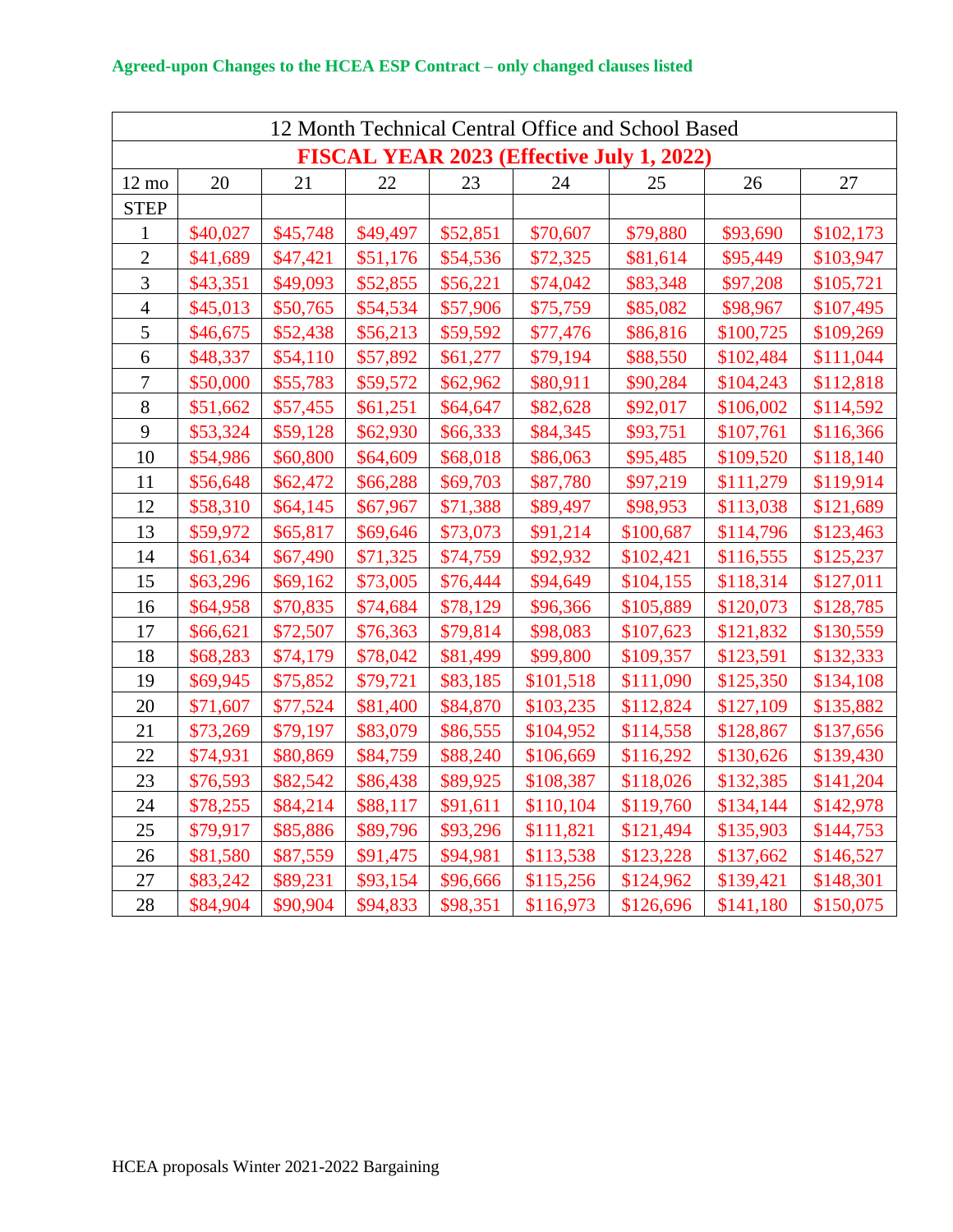**Agreed-upon Changes to the HCEA ESP Contract – only changed clauses listed**

| 12 Month Technical Central Office and School Based | | | | | | | | |
|---|---|---|---|---|---|---|---|---|
| **FISCAL YEAR 2023 (Effective July 1, 2022)** | | | | | | | | |
| 12 mo STEP | 20 | 21 | 22 | 23 | 24 | 25 | 26 | 27 |
| 1 | $40,027 | $45,748 | $49,497 | $52,851 | $70,607 | $79,880 | $93,690 | $102,173 |
| 2 | $41,689 | $47,421 | $51,176 | $54,536 | $72,325 | $81,614 | $95,449 | $103,947 |
| 3 | $43,351 | $49,093 | $52,855 | $56,221 | $74,042 | $83,348 | $97,208 | $105,721 |
| 4 | $45,013 | $50,765 | $54,534 | $57,906 | $75,759 | $85,082 | $98,967 | $107,495 |
| 5 | $46,675 | $52,438 | $56,213 | $59,592 | $77,476 | $86,816 | $100,725 | $109,269 |
| 6 | $48,337 | $54,110 | $57,892 | $61,277 | $79,194 | $88,550 | $102,484 | $111,044 |
| 7 | $50,000 | $55,783 | $59,572 | $62,962 | $80,911 | $90,284 | $104,243 | $112,818 |
| 8 | $51,662 | $57,455 | $61,251 | $64,647 | $82,628 | $92,017 | $106,002 | $114,592 |
| 9 | $53,324 | $59,128 | $62,930 | $66,333 | $84,345 | $93,751 | $107,761 | $116,366 |
| 10 | $54,986 | $60,800 | $64,609 | $68,018 | $86,063 | $95,485 | $109,520 | $118,140 |
| 11 | $56,648 | $62,472 | $66,288 | $69,703 | $87,780 | $97,219 | $111,279 | $119,914 |
| 12 | $58,310 | $64,145 | $67,967 | $71,388 | $89,497 | $98,953 | $113,038 | $121,689 |
| 13 | $59,972 | $65,817 | $69,646 | $73,073 | $91,214 | $100,687 | $114,796 | $123,463 |
| 14 | $61,634 | $67,490 | $71,325 | $74,759 | $92,932 | $102,421 | $116,555 | $125,237 |
| 15 | $63,296 | $69,162 | $73,005 | $76,444 | $94,649 | $104,155 | $118,314 | $127,011 |
| 16 | $64,958 | $70,835 | $74,684 | $78,129 | $96,366 | $105,889 | $120,073 | $128,785 |
| 17 | $66,621 | $72,507 | $76,363 | $79,814 | $98,083 | $107,623 | $121,832 | $130,559 |
| 18 | $68,283 | $74,179 | $78,042 | $81,499 | $99,800 | $109,357 | $123,591 | $132,333 |
| 19 | $69,945 | $75,852 | $79,721 | $83,185 | $101,518 | $111,090 | $125,350 | $134,108 |
| 20 | $71,607 | $77,524 | $81,400 | $84,870 | $103,235 | $112,824 | $127,109 | $135,882 |
| 21 | $73,269 | $79,197 | $83,079 | $86,555 | $104,952 | $114,558 | $128,867 | $137,656 |
| 22 | $74,931 | $80,869 | $84,759 | $88,240 | $106,669 | $116,292 | $130,626 | $139,430 |
| 23 | $76,593 | $82,542 | $86,438 | $89,925 | $108,387 | $118,026 | $132,385 | $141,204 |
| 24 | $78,255 | $84,214 | $88,117 | $91,611 | $110,104 | $119,760 | $134,144 | $142,978 |
| 25 | $79,917 | $85,886 | $89,796 | $93,296 | $111,821 | $121,494 | $135,903 | $144,753 |
| 26 | $81,580 | $87,559 | $91,475 | $94,981 | $113,538 | $123,228 | $137,662 | $146,527 |
| 27 | $83,242 | $89,231 | $93,154 | $96,666 | $115,256 | $124,962 | $139,421 | $148,301 |
| 28 | $84,904 | $90,904 | $94,833 | $98,351 | $116,973 | $126,696 | $141,180 | $150,075 |

HCEA proposals Winter 2021-2022 Bargaining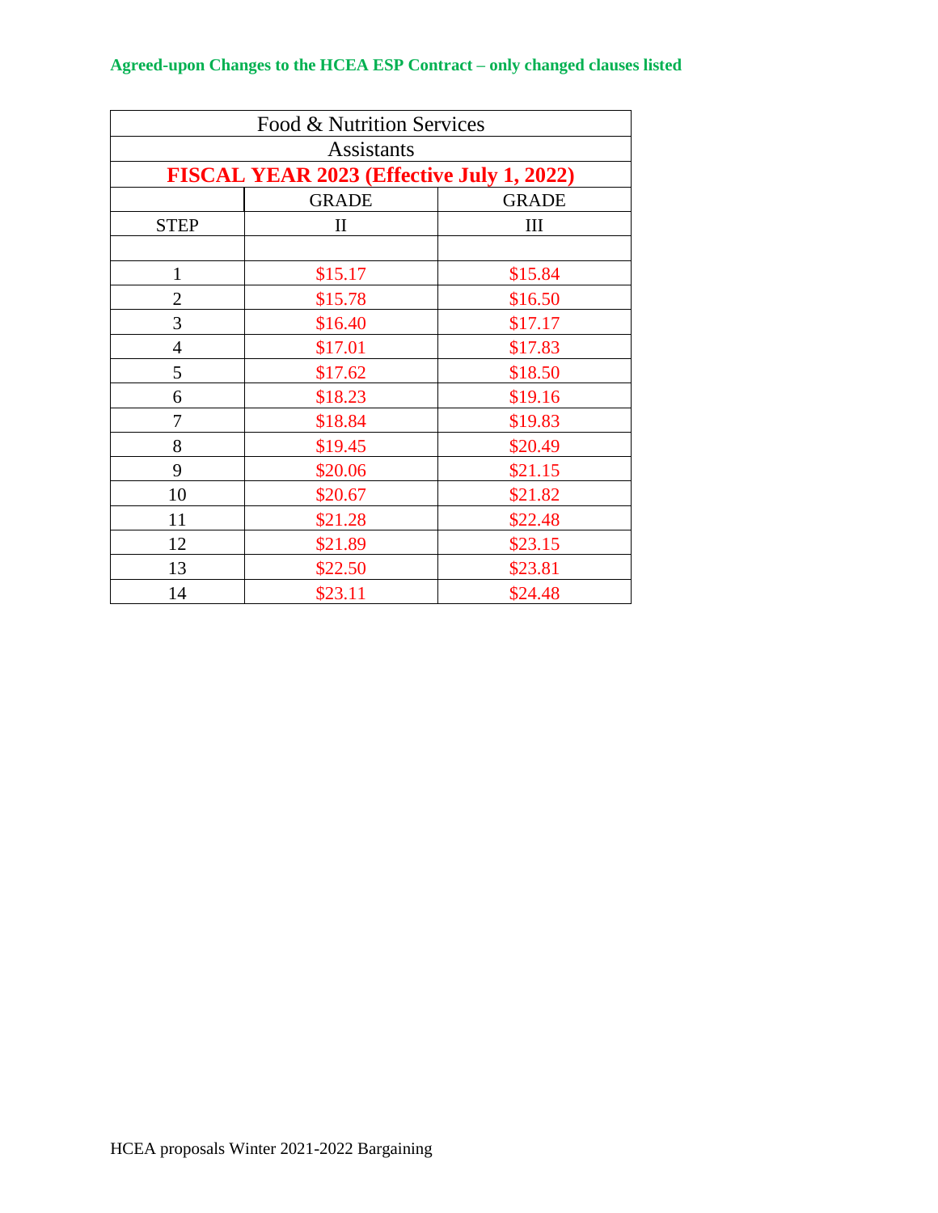**Agreed-upon Changes to the HCEA ESP Contract – only changed clauses listed**

| Food & Nutrition Services | | |
|---|---|---|
| Assistants | | |
| **FISCAL YEAR 2023 (Effective July 1, 2022)** | | |
| | GRADE | GRADE |
| STEP | II | III |
| | | |
| 1 | $15.17 | $15.84 |
| 2 | $15.78 | $16.50 |
| 3 | $16.40 | $17.17 |
| 4 | $17.01 | $17.83 |
| 5 | $17.62 | $18.50 |
| 6 | $18.23 | $19.16 |
| 7 | $18.84 | $19.83 |
| 8 | $19.45 | $20.49 |
| 9 | $20.06 | $21.15 |
| 10 | $20.67 | $21.82 |
| 11 | $21.28 | $22.48 |
| 12 | $21.89 | $23.15 |
| 13 | $22.50 | $23.81 |
| 14 | $23.11 | $24.48 |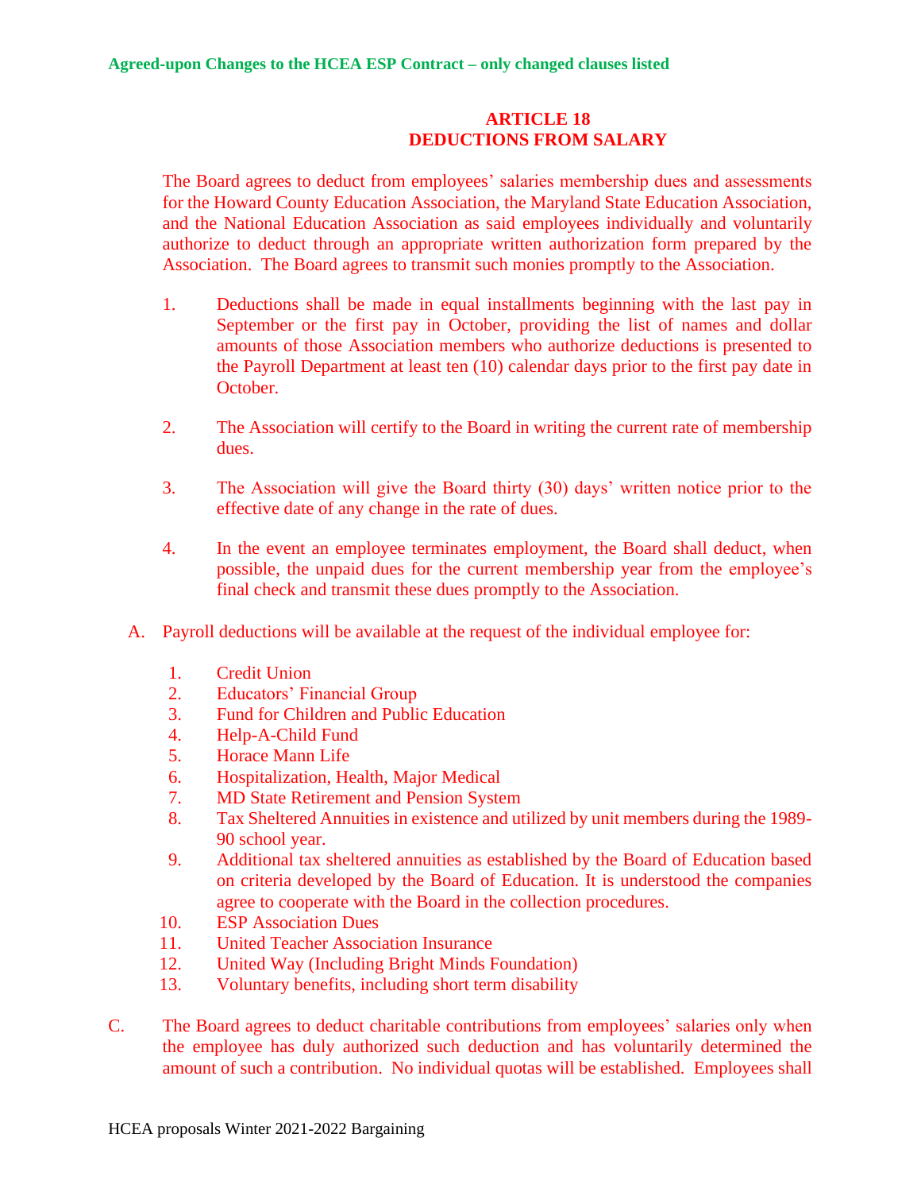**Agreed-upon Changes to the HCEA ESP Contract – only changed clauses listed**

## ARTICLE 18
## DEDUCTIONS FROM SALARY

The Board agrees to deduct from employees' salaries membership dues and assessments for the Howard County Education Association, the Maryland State Education Association, and the National Education Association as said employees individually and voluntarily authorize to deduct through an appropriate written authorization form prepared by the Association. The Board agrees to transmit such monies promptly to the Association.

1. Deductions shall be made in equal installments beginning with the last pay in September or the first pay in October, providing the list of names and dollar amounts of those Association members who authorize deductions is presented to the Payroll Department at least ten (10) calendar days prior to the first pay date in October.

2. The Association will certify to the Board in writing the current rate of membership dues.

3. The Association will give the Board thirty (30) days' written notice prior to the effective date of any change in the rate of dues.

4. In the event an employee terminates employment, the Board shall deduct, when possible, the unpaid dues for the current membership year from the employee's final check and transmit these dues promptly to the Association.

A. Payroll deductions will be available at the request of the individual employee for:

   1. Credit Union
   2. Educators' Financial Group
   3. Fund for Children and Public Education
   4. Help-A-Child Fund
   5. Horace Mann Life
   6. Hospitalization, Health, Major Medical
   7. MD State Retirement and Pension System
   8. Tax Sheltered Annuities in existence and utilized by unit members during the 1989-90 school year.
   9. Additional tax sheltered annuities as established by the Board of Education based on criteria developed by the Board of Education. It is understood the companies agree to cooperate with the Board in the collection procedures.
   10. ESP Association Dues
   11. United Teacher Association Insurance
   12. United Way (Including Bright Minds Foundation)
   13. Voluntary benefits, including short term disability

C. The Board agrees to deduct charitable contributions from employees' salaries only when the employee has duly authorized such deduction and has voluntarily determined the amount of such a contribution. No individual quotas will be established. Employees shall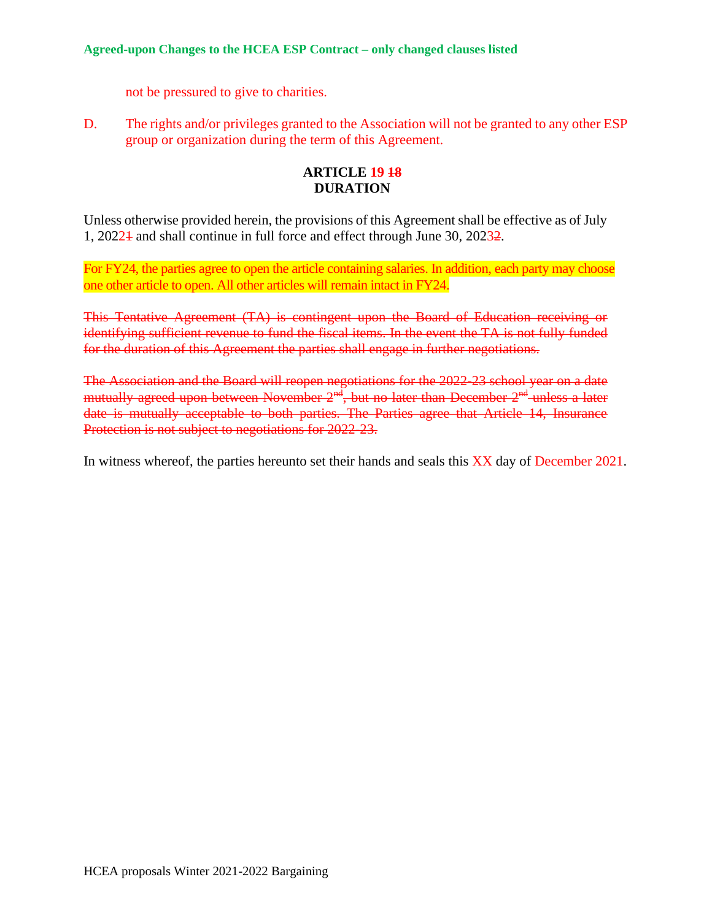not be pressured to give to charities.

D. The rights and/or privileges granted to the Association will not be granted to any other ESP group or organization during the term of this Agreement.

## ARTICLE 19 ~~18~~
## DURATION

Unless otherwise provided herein, the provisions of this Agreement shall be effective as of July 1, 2022~~1~~ and shall continue in full force and effect through June 30, 2023~~2~~.

For FY24, the parties agree to open the article containing salaries. In addition, each party may choose one other article to open. All other articles will remain intact in FY24.

~~This Tentative Agreement (TA) is contingent upon the Board of Education receiving or identifying sufficient revenue to fund the fiscal items. In the event the TA is not fully funded for the duration of this Agreement the parties shall engage in further negotiations.~~

~~The Association and the Board will reopen negotiations for the 2022-23 school year on a date mutually agreed upon between November 2nd, but no later than December 2nd unless a later date is mutually acceptable to both parties. The Parties agree that Article 14, Insurance Protection is not subject to negotiations for 2022-23.~~

In witness whereof, the parties hereunto set their hands and seals this XX day of December 2021.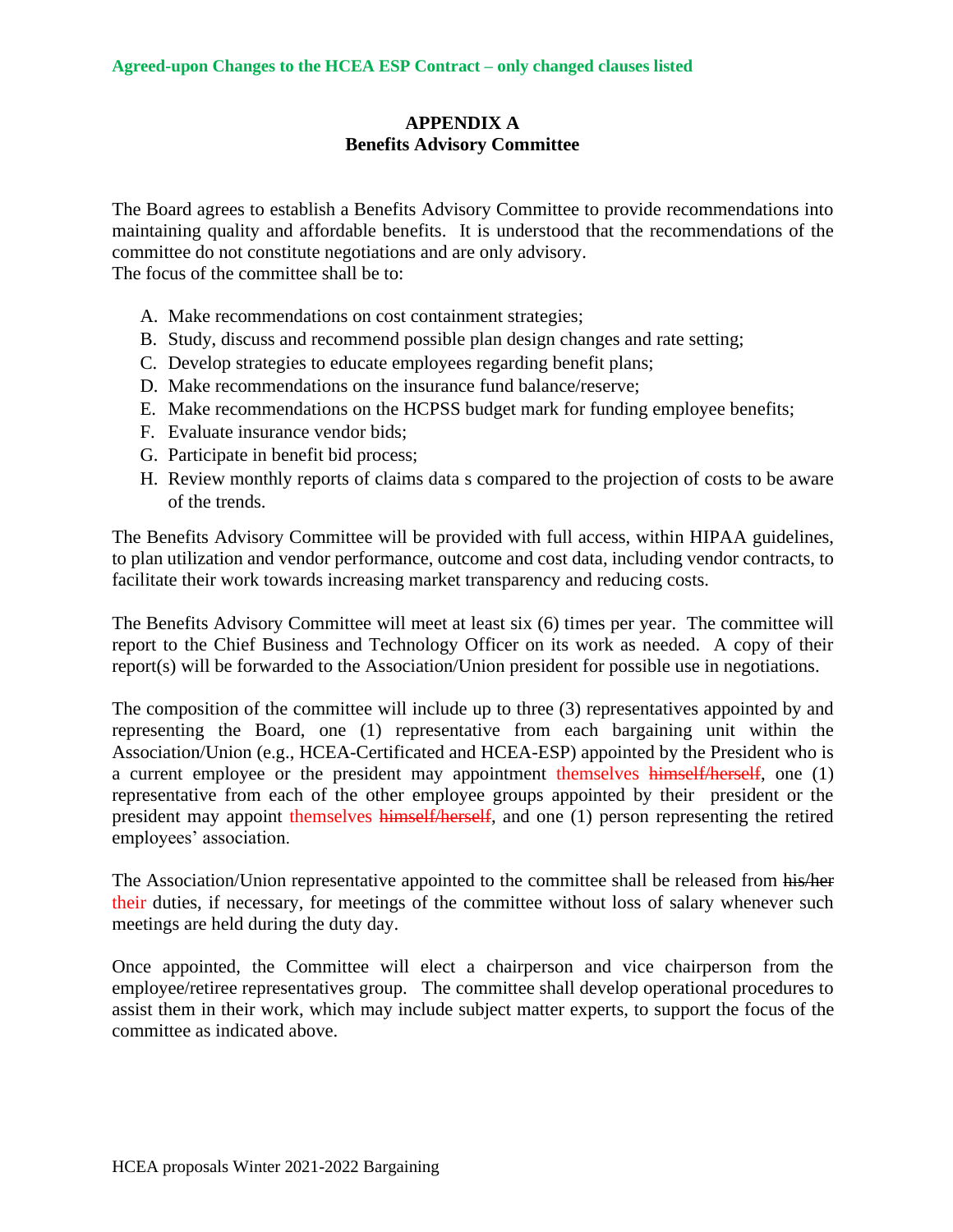**Agreed-upon Changes to the HCEA ESP Contract – only changed clauses listed**

## APPENDIX A
## Benefits Advisory Committee

The Board agrees to establish a Benefits Advisory Committee to provide recommendations into maintaining quality and affordable benefits. It is understood that the recommendations of the committee do not constitute negotiations and are only advisory.
The focus of the committee shall be to:

A. Make recommendations on cost containment strategies;
B. Study, discuss and recommend possible plan design changes and rate setting;
C. Develop strategies to educate employees regarding benefit plans;
D. Make recommendations on the insurance fund balance/reserve;
E. Make recommendations on the HCPSS budget mark for funding employee benefits;
F. Evaluate insurance vendor bids;
G. Participate in benefit bid process;
H. Review monthly reports of claims data s compared to the projection of costs to be aware of the trends.

The Benefits Advisory Committee will be provided with full access, within HIPAA guidelines, to plan utilization and vendor performance, outcome and cost data, including vendor contracts, to facilitate their work towards increasing market transparency and reducing costs.

The Benefits Advisory Committee will meet at least six (6) times per year. The committee will report to the Chief Business and Technology Officer on its work as needed. A copy of their report(s) will be forwarded to the Association/Union president for possible use in negotiations.

The composition of the committee will include up to three (3) representatives appointed by and representing the Board, one (1) representative from each bargaining unit within the Association/Union (e.g., HCEA-Certificated and HCEA-ESP) appointed by the President who is a current employee or the president may appointment themselves ~~himself/herself~~, one (1) representative from each of the other employee groups appointed by their president or the president may appoint themselves ~~himself/herself~~, and one (1) person representing the retired employees' association.

The Association/Union representative appointed to the committee shall be released from ~~his/her~~ their duties, if necessary, for meetings of the committee without loss of salary whenever such meetings are held during the duty day.

Once appointed, the Committee will elect a chairperson and vice chairperson from the employee/retiree representatives group. The committee shall develop operational procedures to assist them in their work, which may include subject matter experts, to support the focus of the committee as indicated above.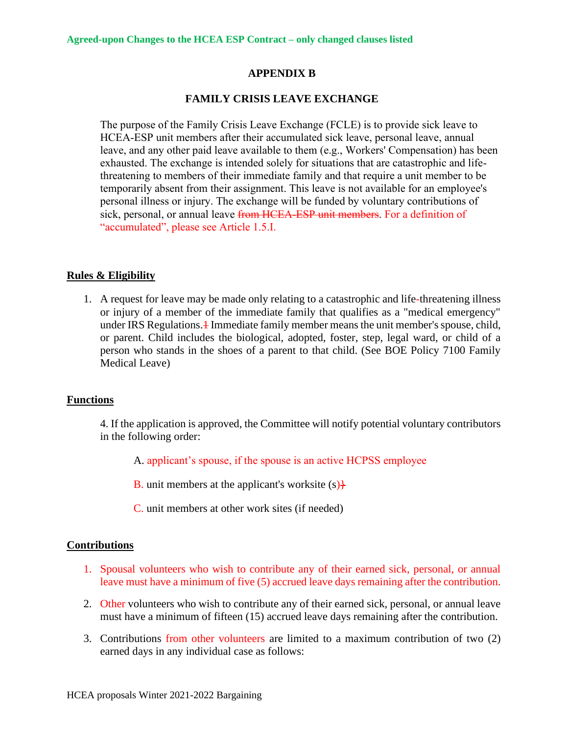Agreed-upon Changes to the HCEA ESP Contract – only changed clauses listed

## APPENDIX B

## FAMILY CRISIS LEAVE EXCHANGE

The purpose of the Family Crisis Leave Exchange (FCLE) is to provide sick leave to HCEA-ESP unit members after their accumulated sick leave, personal leave, annual leave, and any other paid leave available to them (e.g., Workers' Compensation) has been exhausted. The exchange is intended solely for situations that are catastrophic and life-threatening to members of their immediate family and that require a unit member to be temporarily absent from their assignment. This leave is not available for an employee's personal illness or injury. The exchange will be funded by voluntary contributions of sick, personal, or annual leave ~~from HCEA-ESP unit members~~. For a definition of "accumulated", please see Article 1.5.I.

### Rules & Eligibility

1. A request for leave may be made only relating to a catastrophic and life-threatening illness or injury of a member of the immediate family that qualifies as a "medical emergency" under IRS Regulations.~~1~~ Immediate family member means the unit member's spouse, child, or parent. Child includes the biological, adopted, foster, step, legal ward, or child of a person who stands in the shoes of a parent to that child. (See BOE Policy 7100 Family Medical Leave)

### Functions

4. If the application is approved, the Committee will notify potential voluntary contributors in the following order:

   A. applicant's spouse, if the spouse is an active HCPSS employee

   B. unit members at the applicant's worksite (s)~~)~~

   C. unit members at other work sites (if needed)

### Contributions

1. Spousal volunteers who wish to contribute any of their earned sick, personal, or annual leave must have a minimum of five (5) accrued leave days remaining after the contribution.
2. Other volunteers who wish to contribute any of their earned sick, personal, or annual leave must have a minimum of fifteen (15) accrued leave days remaining after the contribution.
3. Contributions from other volunteers are limited to a maximum contribution of two (2) earned days in any individual case as follows:

HCEA proposals Winter 2021-2022 Bargaining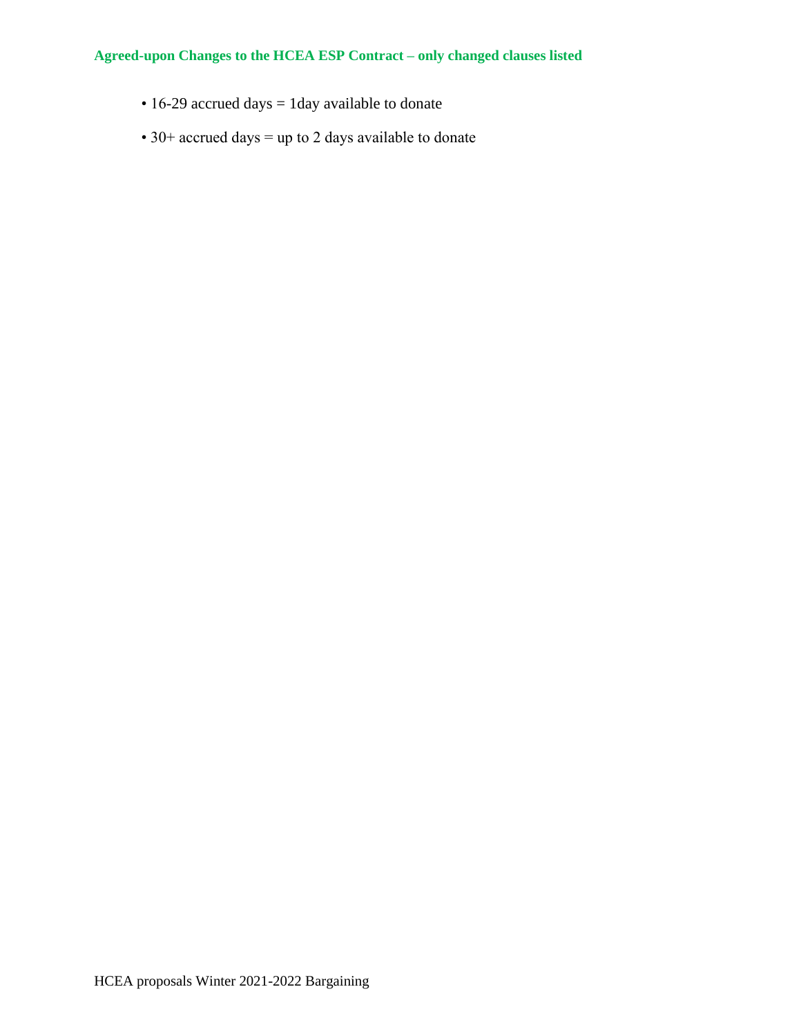- 16-29 accrued days = 1day available to donate
- 30+ accrued days = up to 2 days available to donate